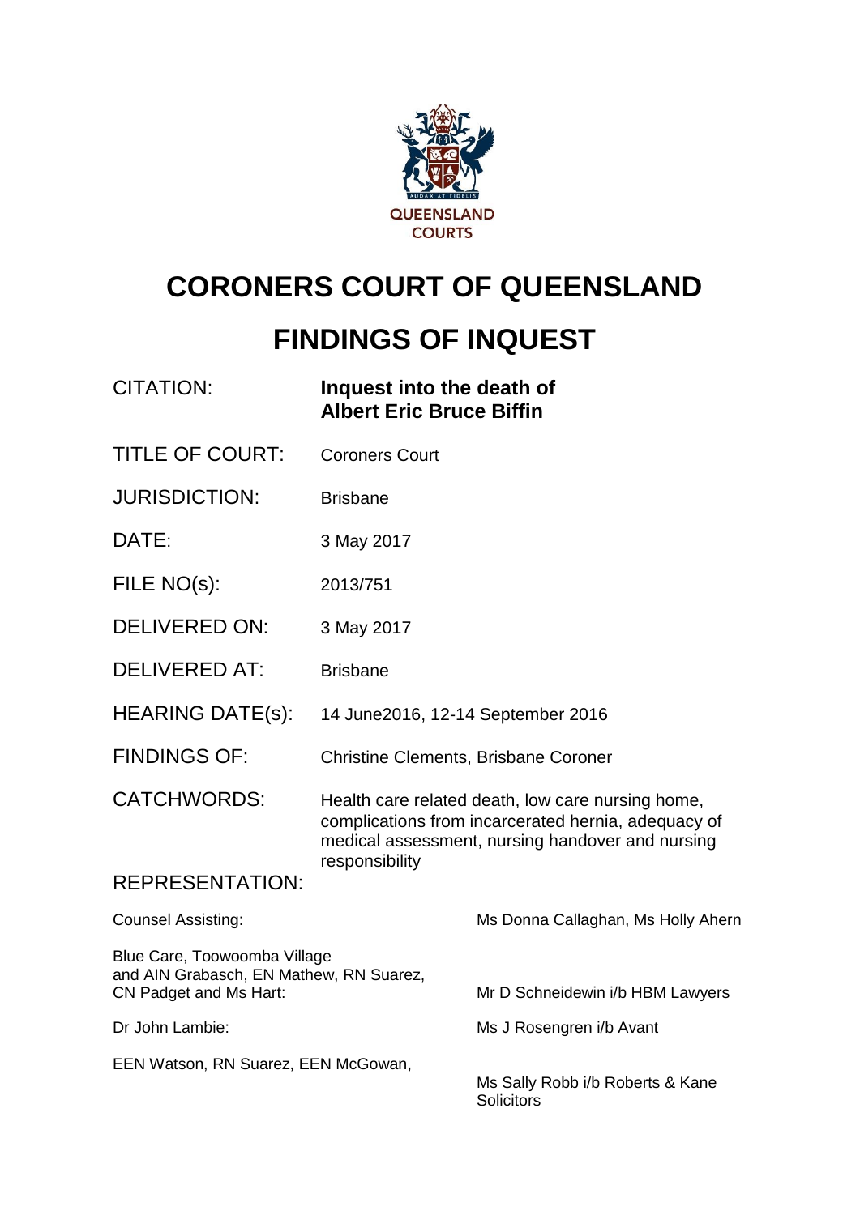QUEENSLAND COURTS

# CORONERS COURT OF QUEENSLAND

# FINDINGS OF INQUEST

| | |
|---|---|
| CITATION: | **Inquest into the death of Albert Eric Bruce Biffin** |
| TITLE OF COURT: | Coroners Court |
| JURISDICTION: | Brisbane |
| DATE: | 3 May 2017 |
| FILE NO(s): | 2013/751 |
| DELIVERED ON: | 3 May 2017 |
| DELIVERED AT: | Brisbane |
| HEARING DATE(s): | 14 June2016, 12-14 September 2016 |
| FINDINGS OF: | Christine Clements, Brisbane Coroner |
| CATCHWORDS: | Health care related death, low care nursing home, complications from incarcerated hernia, adequacy of medical assessment, nursing handover and nursing responsibility |

REPRESENTATION:

| | |
|---|---|
| Counsel Assisting: | Ms Donna Callaghan, Ms Holly Ahern |
| Blue Care, Toowoomba Village and AIN Grabasch, EN Mathew, RN Suarez, CN Padget and Ms Hart: | Mr D Schneidewin i/b HBM Lawyers |
| Dr John Lambie: | Ms J Rosengren i/b Avant |
| EEN Watson, RN Suarez, EEN McGowan, | Ms Sally Robb i/b Roberts & Kane Solicitors |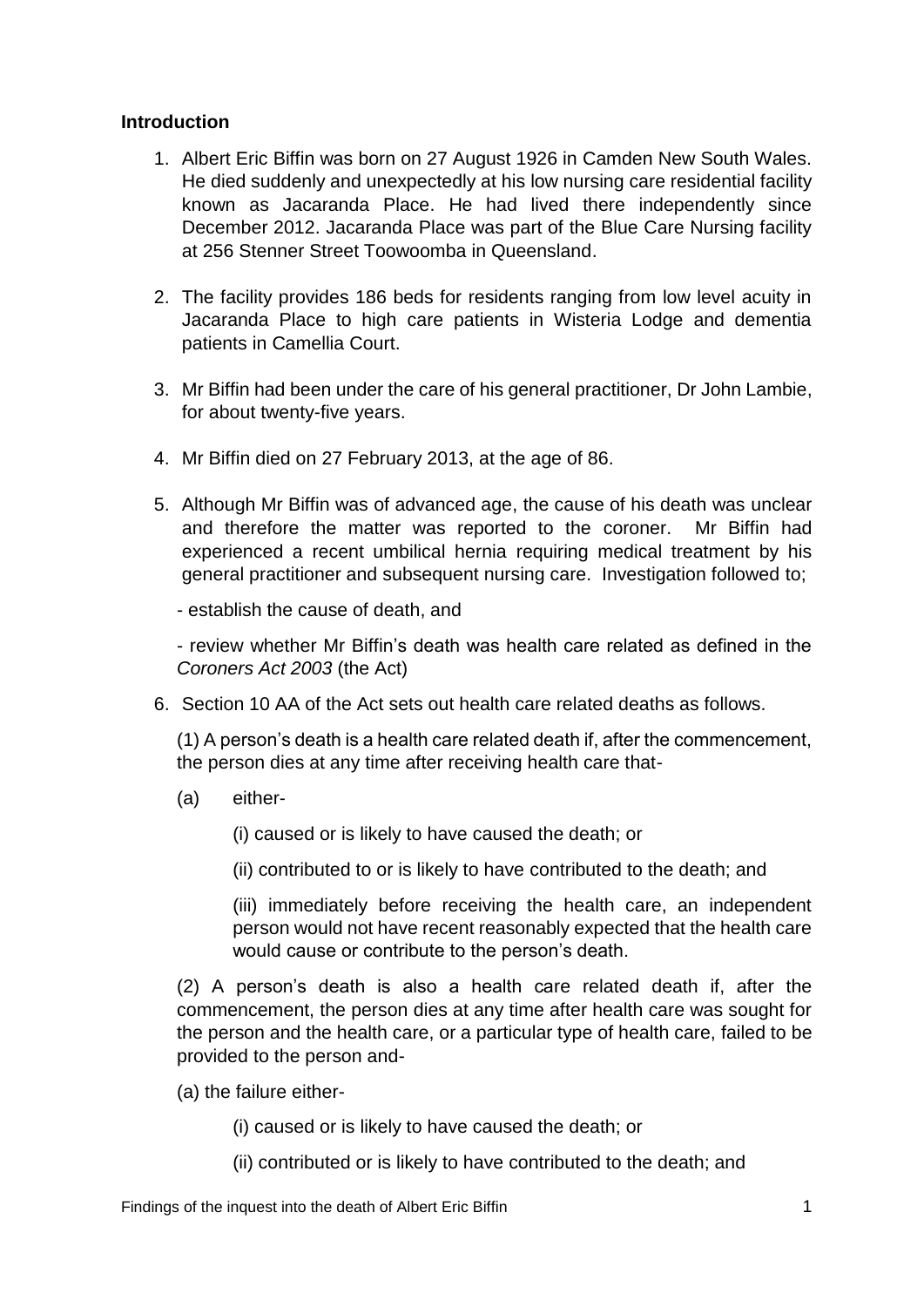## Introduction

1. Albert Eric Biffin was born on 27 August 1926 in Camden New South Wales. He died suddenly and unexpectedly at his low nursing care residential facility known as Jacaranda Place. He had lived there independently since December 2012. Jacaranda Place was part of the Blue Care Nursing facility at 256 Stenner Street Toowoomba in Queensland.

2. The facility provides 186 beds for residents ranging from low level acuity in Jacaranda Place to high care patients in Wisteria Lodge and dementia patients in Camellia Court.

3. Mr Biffin had been under the care of his general practitioner, Dr John Lambie, for about twenty-five years.

4. Mr Biffin died on 27 February 2013, at the age of 86.

5. Although Mr Biffin was of advanced age, the cause of his death was unclear and therefore the matter was reported to the coroner. Mr Biffin had experienced a recent umbilical hernia requiring medical treatment by his general practitioner and subsequent nursing care. Investigation followed to;

   - establish the cause of death, and

   - review whether Mr Biffin's death was health care related as defined in the *Coroners Act 2003* (the Act)

6. Section 10 AA of the Act sets out health care related deaths as follows.

   (1) A person's death is a health care related death if, after the commencement, the person dies at any time after receiving health care that-

   (a) either-

   (i) caused or is likely to have caused the death; or

   (ii) contributed to or is likely to have contributed to the death; and

   (iii) immediately before receiving the health care, an independent person would not have recent reasonably expected that the health care would cause or contribute to the person's death.

   (2) A person's death is also a health care related death if, after the commencement, the person dies at any time after health care was sought for the person and the health care, or a particular type of health care, failed to be provided to the person and-

   (a) the failure either-

   (i) caused or is likely to have caused the death; or

   (ii) contributed or is likely to have contributed to the death; and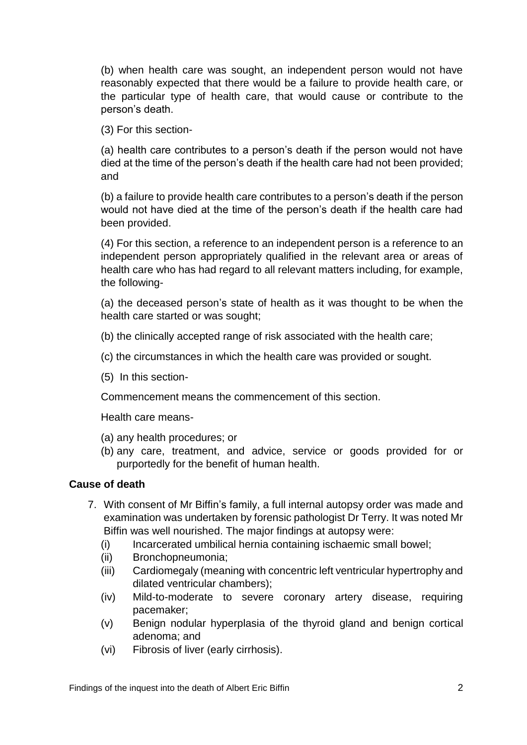(b) when health care was sought, an independent person would not have reasonably expected that there would be a failure to provide health care, or the particular type of health care, that would cause or contribute to the person's death.

(3) For this section-

(a) health care contributes to a person's death if the person would not have died at the time of the person's death if the health care had not been provided; and

(b) a failure to provide health care contributes to a person's death if the person would not have died at the time of the person's death if the health care had been provided.

(4) For this section, a reference to an independent person is a reference to an independent person appropriately qualified in the relevant area or areas of health care who has had regard to all relevant matters including, for example, the following-

(a) the deceased person's state of health as it was thought to be when the health care started or was sought;

(b) the clinically accepted range of risk associated with the health care;

(c) the circumstances in which the health care was provided or sought.

(5) In this section-

Commencement means the commencement of this section.

Health care means-

(a) any health procedures; or
(b) any care, treatment, and advice, service or goods provided for or purportedly for the benefit of human health.

### Cause of death

7. With consent of Mr Biffin's family, a full internal autopsy order was made and examination was undertaken by forensic pathologist Dr Terry. It was noted Mr Biffin was well nourished. The major findings at autopsy were:
   (i) Incarcerated umbilical hernia containing ischaemic small bowel;
   (ii) Bronchopneumonia;
   (iii) Cardiomegaly (meaning with concentric left ventricular hypertrophy and dilated ventricular chambers);
   (iv) Mild-to-moderate to severe coronary artery disease, requiring pacemaker;
   (v) Benign nodular hyperplasia of the thyroid gland and benign cortical adenoma; and
   (vi) Fibrosis of liver (early cirrhosis).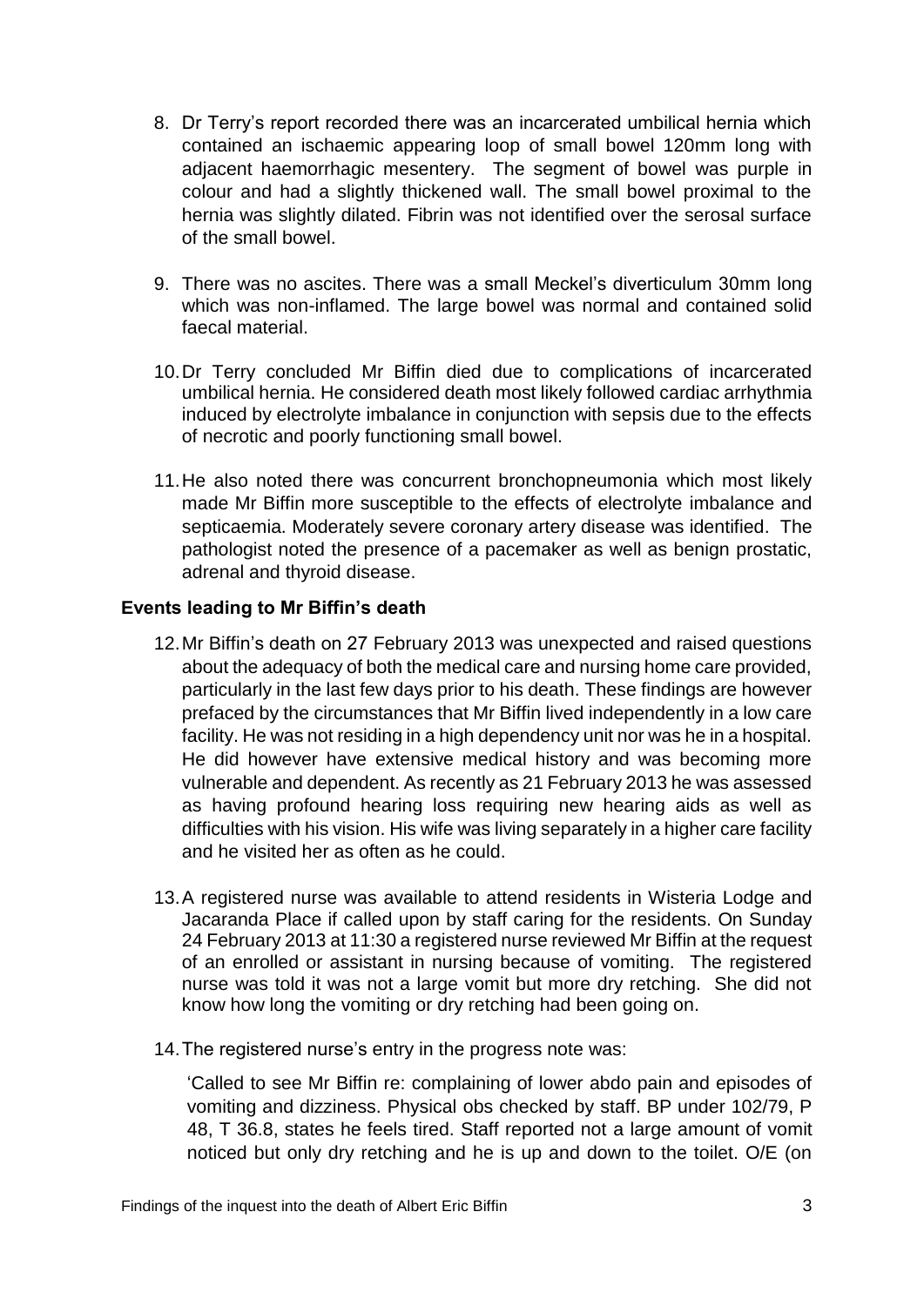8. Dr Terry's report recorded there was an incarcerated umbilical hernia which contained an ischaemic appearing loop of small bowel 120mm long with adjacent haemorrhagic mesentery. The segment of bowel was purple in colour and had a slightly thickened wall. The small bowel proximal to the hernia was slightly dilated. Fibrin was not identified over the serosal surface of the small bowel.

9. There was no ascites. There was a small Meckel's diverticulum 30mm long which was non-inflamed. The large bowel was normal and contained solid faecal material.

10. Dr Terry concluded Mr Biffin died due to complications of incarcerated umbilical hernia. He considered death most likely followed cardiac arrhythmia induced by electrolyte imbalance in conjunction with sepsis due to the effects of necrotic and poorly functioning small bowel.

11. He also noted there was concurrent bronchopneumonia which most likely made Mr Biffin more susceptible to the effects of electrolyte imbalance and septicaemia. Moderately severe coronary artery disease was identified. The pathologist noted the presence of a pacemaker as well as benign prostatic, adrenal and thyroid disease.

**Events leading to Mr Biffin's death**

12. Mr Biffin's death on 27 February 2013 was unexpected and raised questions about the adequacy of both the medical care and nursing home care provided, particularly in the last few days prior to his death. These findings are however prefaced by the circumstances that Mr Biffin lived independently in a low care facility. He was not residing in a high dependency unit nor was he in a hospital. He did however have extensive medical history and was becoming more vulnerable and dependent. As recently as 21 February 2013 he was assessed as having profound hearing loss requiring new hearing aids as well as difficulties with his vision. His wife was living separately in a higher care facility and he visited her as often as he could.

13. A registered nurse was available to attend residents in Wisteria Lodge and Jacaranda Place if called upon by staff caring for the residents. On Sunday 24 February 2013 at 11:30 a registered nurse reviewed Mr Biffin at the request of an enrolled or assistant in nursing because of vomiting. The registered nurse was told it was not a large vomit but more dry retching. She did not know how long the vomiting or dry retching had been going on.

14. The registered nurse's entry in the progress note was:

'Called to see Mr Biffin re: complaining of lower abdo pain and episodes of vomiting and dizziness. Physical obs checked by staff. BP under 102/79, P 48, T 36.8, states he feels tired. Staff reported not a large amount of vomit noticed but only dry retching and he is up and down to the toilet. O/E (on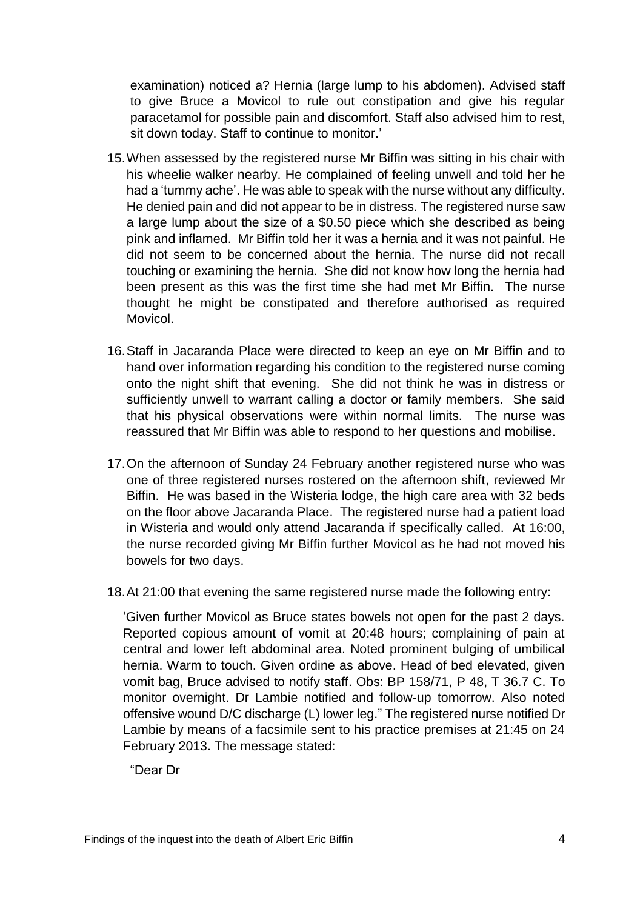examination) noticed a? Hernia (large lump to his abdomen). Advised staff to give Bruce a Movicol to rule out constipation and give his regular paracetamol for possible pain and discomfort. Staff also advised him to rest, sit down today. Staff to continue to monitor.'

15. When assessed by the registered nurse Mr Biffin was sitting in his chair with his wheelie walker nearby. He complained of feeling unwell and told her he had a 'tummy ache'. He was able to speak with the nurse without any difficulty. He denied pain and did not appear to be in distress. The registered nurse saw a large lump about the size of a $0.50 piece which she described as being pink and inflamed. Mr Biffin told her it was a hernia and it was not painful. He did not seem to be concerned about the hernia. The nurse did not recall touching or examining the hernia. She did not know how long the hernia had been present as this was the first time she had met Mr Biffin. The nurse thought he might be constipated and therefore authorised as required Movicol.

16. Staff in Jacaranda Place were directed to keep an eye on Mr Biffin and to hand over information regarding his condition to the registered nurse coming onto the night shift that evening. She did not think he was in distress or sufficiently unwell to warrant calling a doctor or family members. She said that his physical observations were within normal limits. The nurse was reassured that Mr Biffin was able to respond to her questions and mobilise.

17. On the afternoon of Sunday 24 February another registered nurse who was one of three registered nurses rostered on the afternoon shift, reviewed Mr Biffin. He was based in the Wisteria lodge, the high care area with 32 beds on the floor above Jacaranda Place. The registered nurse had a patient load in Wisteria and would only attend Jacaranda if specifically called. At 16:00, the nurse recorded giving Mr Biffin further Movicol as he had not moved his bowels for two days.

18. At 21:00 that evening the same registered nurse made the following entry:

'Given further Movicol as Bruce states bowels not open for the past 2 days. Reported copious amount of vomit at 20:48 hours; complaining of pain at central and lower left abdominal area. Noted prominent bulging of umbilical hernia. Warm to touch. Given ordine as above. Head of bed elevated, given vomit bag, Bruce advised to notify staff. Obs: BP 158/71, P 48, T 36.7 C. To monitor overnight. Dr Lambie notified and follow-up tomorrow. Also noted offensive wound D/C discharge (L) lower leg." The registered nurse notified Dr Lambie by means of a facsimile sent to his practice premises at 21:45 on 24 February 2013. The message stated:

"Dear Dr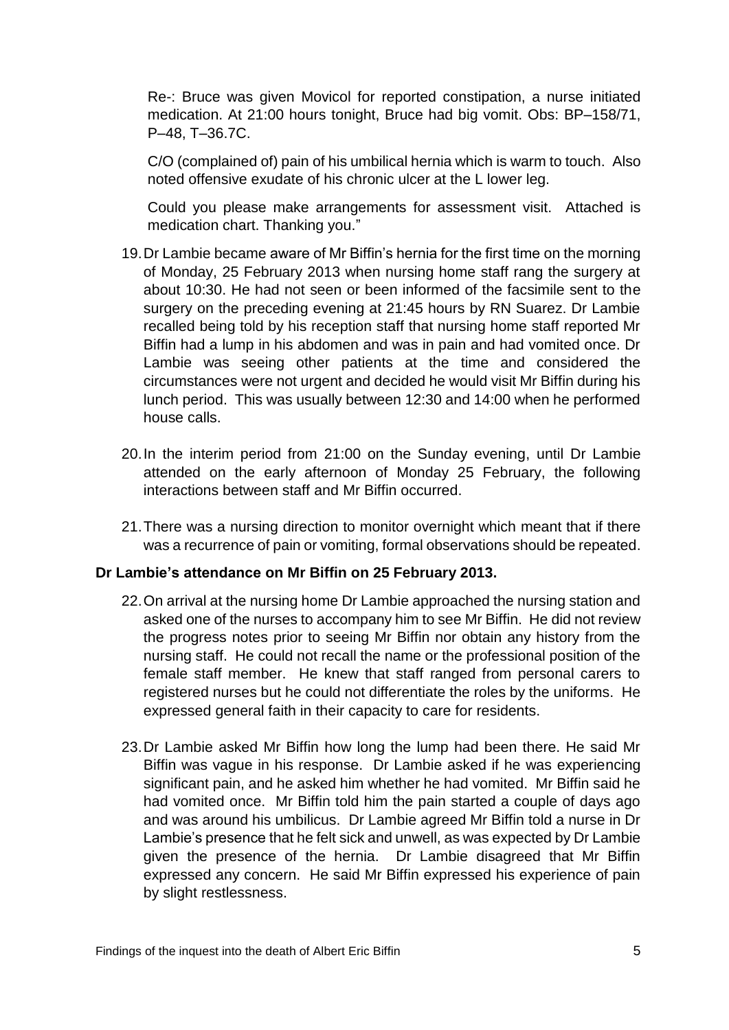Re-: Bruce was given Movicol for reported constipation, a nurse initiated medication. At 21:00 hours tonight, Bruce had big vomit. Obs: BP–158/71, P–48, T–36.7C.

C/O (complained of) pain of his umbilical hernia which is warm to touch. Also noted offensive exudate of his chronic ulcer at the L lower leg.

Could you please make arrangements for assessment visit. Attached is medication chart. Thanking you."

19. Dr Lambie became aware of Mr Biffin's hernia for the first time on the morning of Monday, 25 February 2013 when nursing home staff rang the surgery at about 10:30. He had not seen or been informed of the facsimile sent to the surgery on the preceding evening at 21:45 hours by RN Suarez. Dr Lambie recalled being told by his reception staff that nursing home staff reported Mr Biffin had a lump in his abdomen and was in pain and had vomited once. Dr Lambie was seeing other patients at the time and considered the circumstances were not urgent and decided he would visit Mr Biffin during his lunch period. This was usually between 12:30 and 14:00 when he performed house calls.

20. In the interim period from 21:00 on the Sunday evening, until Dr Lambie attended on the early afternoon of Monday 25 February, the following interactions between staff and Mr Biffin occurred.

21. There was a nursing direction to monitor overnight which meant that if there was a recurrence of pain or vomiting, formal observations should be repeated.

**Dr Lambie's attendance on Mr Biffin on 25 February 2013.**

22. On arrival at the nursing home Dr Lambie approached the nursing station and asked one of the nurses to accompany him to see Mr Biffin. He did not review the progress notes prior to seeing Mr Biffin nor obtain any history from the nursing staff. He could not recall the name or the professional position of the female staff member. He knew that staff ranged from personal carers to registered nurses but he could not differentiate the roles by the uniforms. He expressed general faith in their capacity to care for residents.

23. Dr Lambie asked Mr Biffin how long the lump had been there. He said Mr Biffin was vague in his response. Dr Lambie asked if he was experiencing significant pain, and he asked him whether he had vomited. Mr Biffin said he had vomited once. Mr Biffin told him the pain started a couple of days ago and was around his umbilicus. Dr Lambie agreed Mr Biffin told a nurse in Dr Lambie's presence that he felt sick and unwell, as was expected by Dr Lambie given the presence of the hernia. Dr Lambie disagreed that Mr Biffin expressed any concern. He said Mr Biffin expressed his experience of pain by slight restlessness.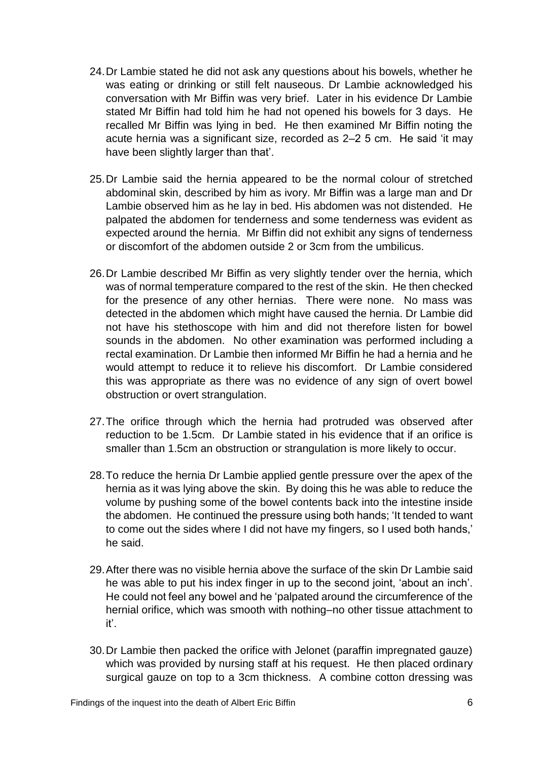24. Dr Lambie stated he did not ask any questions about his bowels, whether he was eating or drinking or still felt nauseous. Dr Lambie acknowledged his conversation with Mr Biffin was very brief. Later in his evidence Dr Lambie stated Mr Biffin had told him he had not opened his bowels for 3 days. He recalled Mr Biffin was lying in bed. He then examined Mr Biffin noting the acute hernia was a significant size, recorded as 2–2 5 cm. He said 'it may have been slightly larger than that'.

25. Dr Lambie said the hernia appeared to be the normal colour of stretched abdominal skin, described by him as ivory. Mr Biffin was a large man and Dr Lambie observed him as he lay in bed. His abdomen was not distended. He palpated the abdomen for tenderness and some tenderness was evident as expected around the hernia. Mr Biffin did not exhibit any signs of tenderness or discomfort of the abdomen outside 2 or 3cm from the umbilicus.

26. Dr Lambie described Mr Biffin as very slightly tender over the hernia, which was of normal temperature compared to the rest of the skin. He then checked for the presence of any other hernias. There were none. No mass was detected in the abdomen which might have caused the hernia. Dr Lambie did not have his stethoscope with him and did not therefore listen for bowel sounds in the abdomen. No other examination was performed including a rectal examination. Dr Lambie then informed Mr Biffin he had a hernia and he would attempt to reduce it to relieve his discomfort. Dr Lambie considered this was appropriate as there was no evidence of any sign of overt bowel obstruction or overt strangulation.

27. The orifice through which the hernia had protruded was observed after reduction to be 1.5cm. Dr Lambie stated in his evidence that if an orifice is smaller than 1.5cm an obstruction or strangulation is more likely to occur.

28. To reduce the hernia Dr Lambie applied gentle pressure over the apex of the hernia as it was lying above the skin. By doing this he was able to reduce the volume by pushing some of the bowel contents back into the intestine inside the abdomen. He continued the pressure using both hands; 'It tended to want to come out the sides where I did not have my fingers, so I used both hands,' he said.

29. After there was no visible hernia above the surface of the skin Dr Lambie said he was able to put his index finger in up to the second joint, 'about an inch'. He could not feel any bowel and he 'palpated around the circumference of the hernial orifice, which was smooth with nothing–no other tissue attachment to it'.

30. Dr Lambie then packed the orifice with Jelonet (paraffin impregnated gauze) which was provided by nursing staff at his request. He then placed ordinary surgical gauze on top to a 3cm thickness. A combine cotton dressing was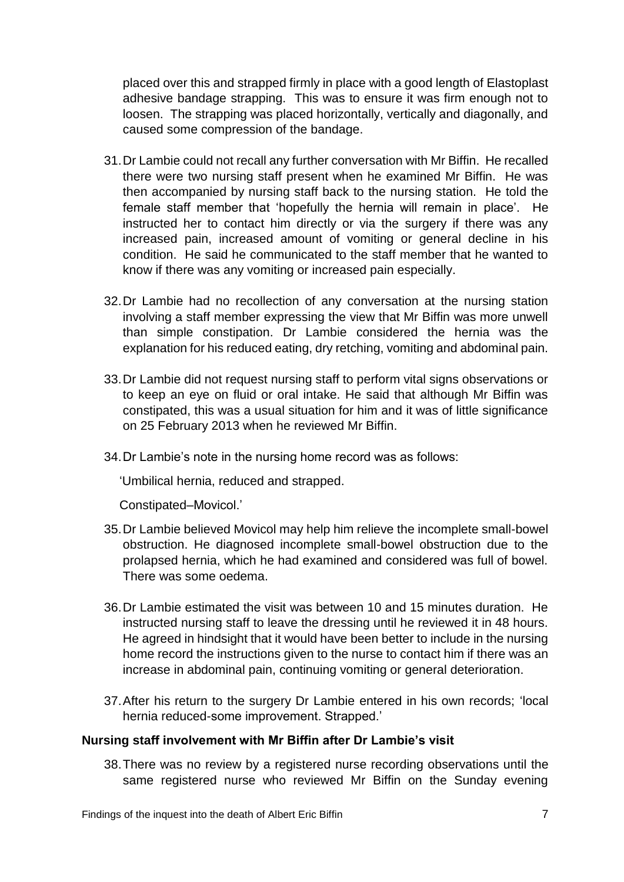placed over this and strapped firmly in place with a good length of Elastoplast adhesive bandage strapping. This was to ensure it was firm enough not to loosen. The strapping was placed horizontally, vertically and diagonally, and caused some compression of the bandage.

31. Dr Lambie could not recall any further conversation with Mr Biffin. He recalled there were two nursing staff present when he examined Mr Biffin. He was then accompanied by nursing staff back to the nursing station. He told the female staff member that 'hopefully the hernia will remain in place'. He instructed her to contact him directly or via the surgery if there was any increased pain, increased amount of vomiting or general decline in his condition. He said he communicated to the staff member that he wanted to know if there was any vomiting or increased pain especially.

32. Dr Lambie had no recollection of any conversation at the nursing station involving a staff member expressing the view that Mr Biffin was more unwell than simple constipation. Dr Lambie considered the hernia was the explanation for his reduced eating, dry retching, vomiting and abdominal pain.

33. Dr Lambie did not request nursing staff to perform vital signs observations or to keep an eye on fluid or oral intake. He said that although Mr Biffin was constipated, this was a usual situation for him and it was of little significance on 25 February 2013 when he reviewed Mr Biffin.

34. Dr Lambie's note in the nursing home record was as follows:

    'Umbilical hernia, reduced and strapped.

    Constipated–Movicol.'

35. Dr Lambie believed Movicol may help him relieve the incomplete small-bowel obstruction. He diagnosed incomplete small-bowel obstruction due to the prolapsed hernia, which he had examined and considered was full of bowel. There was some oedema.

36. Dr Lambie estimated the visit was between 10 and 15 minutes duration. He instructed nursing staff to leave the dressing until he reviewed it in 48 hours. He agreed in hindsight that it would have been better to include in the nursing home record the instructions given to the nurse to contact him if there was an increase in abdominal pain, continuing vomiting or general deterioration.

37. After his return to the surgery Dr Lambie entered in his own records; 'local hernia reduced-some improvement. Strapped.'

### Nursing staff involvement with Mr Biffin after Dr Lambie's visit

38. There was no review by a registered nurse recording observations until the same registered nurse who reviewed Mr Biffin on the Sunday evening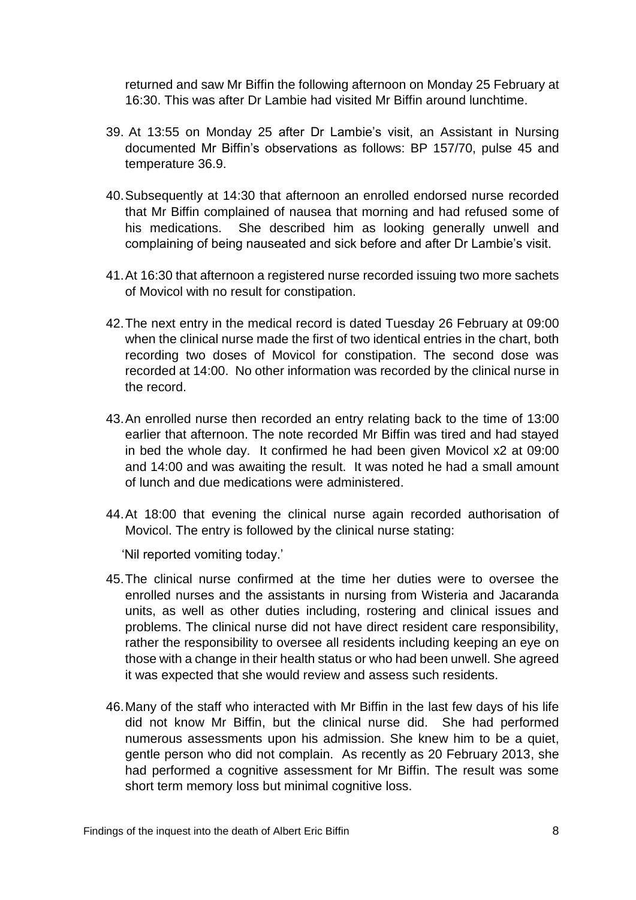returned and saw Mr Biffin the following afternoon on Monday 25 February at 16:30. This was after Dr Lambie had visited Mr Biffin around lunchtime.

39. At 13:55 on Monday 25 after Dr Lambie's visit, an Assistant in Nursing documented Mr Biffin's observations as follows: BP 157/70, pulse 45 and temperature 36.9.

40. Subsequently at 14:30 that afternoon an enrolled endorsed nurse recorded that Mr Biffin complained of nausea that morning and had refused some of his medications. She described him as looking generally unwell and complaining of being nauseated and sick before and after Dr Lambie's visit.

41. At 16:30 that afternoon a registered nurse recorded issuing two more sachets of Movicol with no result for constipation.

42. The next entry in the medical record is dated Tuesday 26 February at 09:00 when the clinical nurse made the first of two identical entries in the chart, both recording two doses of Movicol for constipation. The second dose was recorded at 14:00. No other information was recorded by the clinical nurse in the record.

43. An enrolled nurse then recorded an entry relating back to the time of 13:00 earlier that afternoon. The note recorded Mr Biffin was tired and had stayed in bed the whole day. It confirmed he had been given Movicol x2 at 09:00 and 14:00 and was awaiting the result. It was noted he had a small amount of lunch and due medications were administered.

44. At 18:00 that evening the clinical nurse again recorded authorisation of Movicol. The entry is followed by the clinical nurse stating:

    'Nil reported vomiting today.'

45. The clinical nurse confirmed at the time her duties were to oversee the enrolled nurses and the assistants in nursing from Wisteria and Jacaranda units, as well as other duties including, rostering and clinical issues and problems. The clinical nurse did not have direct resident care responsibility, rather the responsibility to oversee all residents including keeping an eye on those with a change in their health status or who had been unwell. She agreed it was expected that she would review and assess such residents.

46. Many of the staff who interacted with Mr Biffin in the last few days of his life did not know Mr Biffin, but the clinical nurse did. She had performed numerous assessments upon his admission. She knew him to be a quiet, gentle person who did not complain. As recently as 20 February 2013, she had performed a cognitive assessment for Mr Biffin. The result was some short term memory loss but minimal cognitive loss.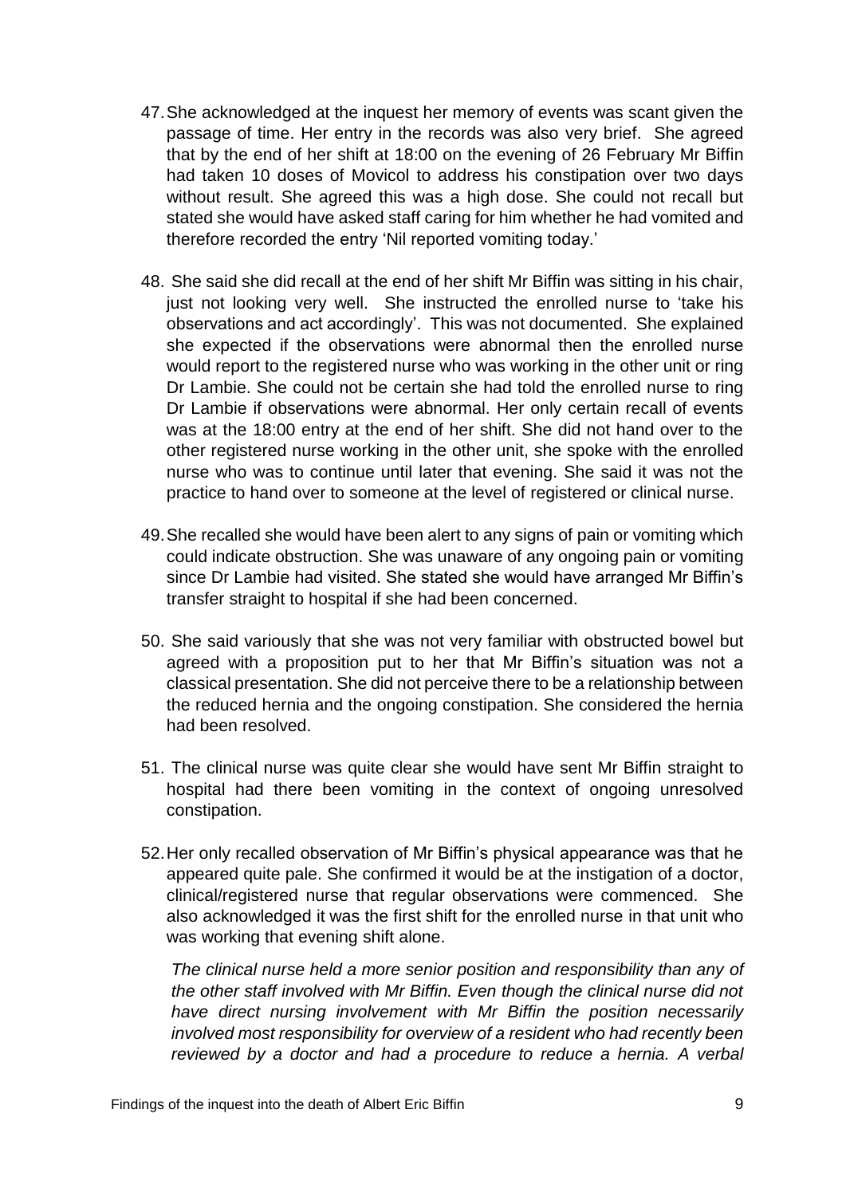47. She acknowledged at the inquest her memory of events was scant given the passage of time. Her entry in the records was also very brief. She agreed that by the end of her shift at 18:00 on the evening of 26 February Mr Biffin had taken 10 doses of Movicol to address his constipation over two days without result. She agreed this was a high dose. She could not recall but stated she would have asked staff caring for him whether he had vomited and therefore recorded the entry 'Nil reported vomiting today.'

48. She said she did recall at the end of her shift Mr Biffin was sitting in his chair, just not looking very well. She instructed the enrolled nurse to 'take his observations and act accordingly'. This was not documented. She explained she expected if the observations were abnormal then the enrolled nurse would report to the registered nurse who was working in the other unit or ring Dr Lambie. She could not be certain she had told the enrolled nurse to ring Dr Lambie if observations were abnormal. Her only certain recall of events was at the 18:00 entry at the end of her shift. She did not hand over to the other registered nurse working in the other unit, she spoke with the enrolled nurse who was to continue until later that evening. She said it was not the practice to hand over to someone at the level of registered or clinical nurse.

49. She recalled she would have been alert to any signs of pain or vomiting which could indicate obstruction. She was unaware of any ongoing pain or vomiting since Dr Lambie had visited. She stated she would have arranged Mr Biffin's transfer straight to hospital if she had been concerned.

50. She said variously that she was not very familiar with obstructed bowel but agreed with a proposition put to her that Mr Biffin's situation was not a classical presentation. She did not perceive there to be a relationship between the reduced hernia and the ongoing constipation. She considered the hernia had been resolved.

51. The clinical nurse was quite clear she would have sent Mr Biffin straight to hospital had there been vomiting in the context of ongoing unresolved constipation.

52. Her only recalled observation of Mr Biffin's physical appearance was that he appeared quite pale. She confirmed it would be at the instigation of a doctor, clinical/registered nurse that regular observations were commenced. She also acknowledged it was the first shift for the enrolled nurse in that unit who was working that evening shift alone.

*The clinical nurse held a more senior position and responsibility than any of the other staff involved with Mr Biffin. Even though the clinical nurse did not have direct nursing involvement with Mr Biffin the position necessarily involved most responsibility for overview of a resident who had recently been reviewed by a doctor and had a procedure to reduce a hernia. A verbal*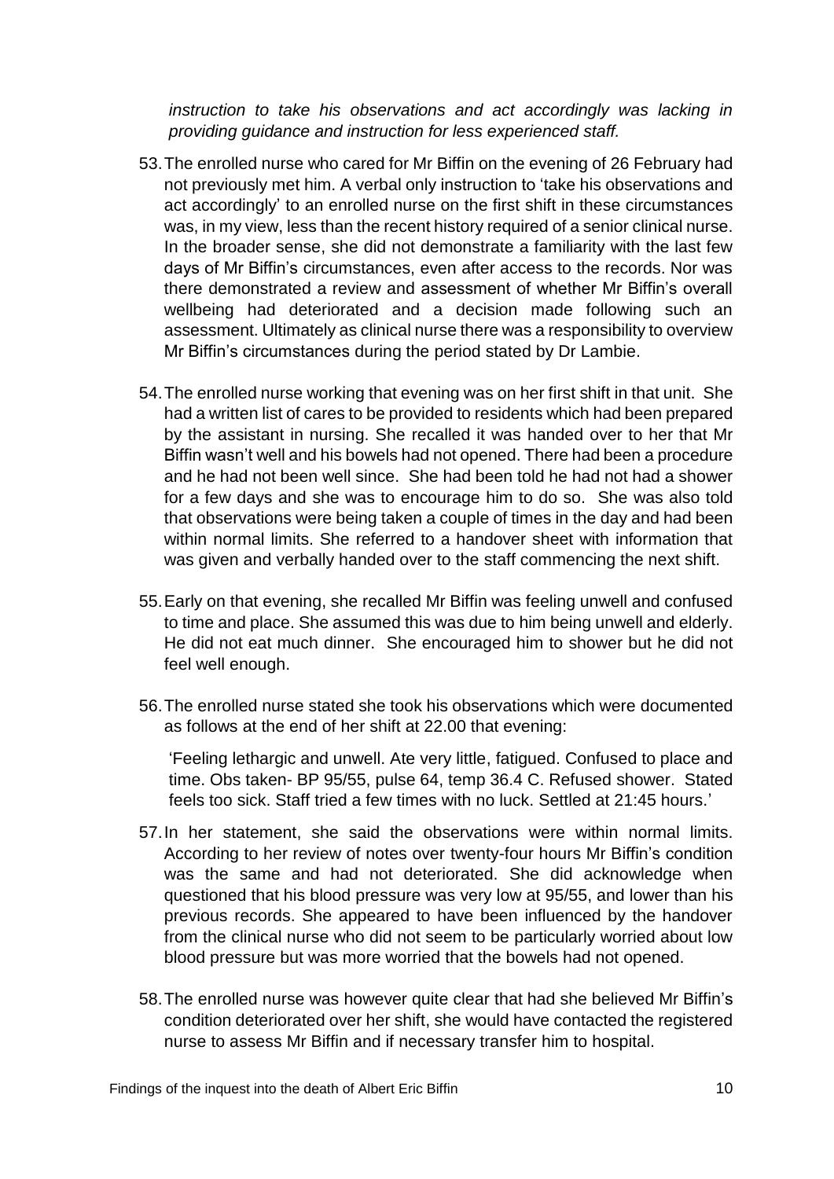*instruction to take his observations and act accordingly was lacking in providing guidance and instruction for less experienced staff.*

53. The enrolled nurse who cared for Mr Biffin on the evening of 26 February had not previously met him. A verbal only instruction to 'take his observations and act accordingly' to an enrolled nurse on the first shift in these circumstances was, in my view, less than the recent history required of a senior clinical nurse. In the broader sense, she did not demonstrate a familiarity with the last few days of Mr Biffin's circumstances, even after access to the records. Nor was there demonstrated a review and assessment of whether Mr Biffin's overall wellbeing had deteriorated and a decision made following such an assessment. Ultimately as clinical nurse there was a responsibility to overview Mr Biffin's circumstances during the period stated by Dr Lambie.

54. The enrolled nurse working that evening was on her first shift in that unit. She had a written list of cares to be provided to residents which had been prepared by the assistant in nursing. She recalled it was handed over to her that Mr Biffin wasn't well and his bowels had not opened. There had been a procedure and he had not been well since. She had been told he had not had a shower for a few days and she was to encourage him to do so. She was also told that observations were being taken a couple of times in the day and had been within normal limits. She referred to a handover sheet with information that was given and verbally handed over to the staff commencing the next shift.

55. Early on that evening, she recalled Mr Biffin was feeling unwell and confused to time and place. She assumed this was due to him being unwell and elderly. He did not eat much dinner. She encouraged him to shower but he did not feel well enough.

56. The enrolled nurse stated she took his observations which were documented as follows at the end of her shift at 22.00 that evening:

    'Feeling lethargic and unwell. Ate very little, fatigued. Confused to place and time. Obs taken- BP 95/55, pulse 64, temp 36.4 C. Refused shower. Stated feels too sick. Staff tried a few times with no luck. Settled at 21:45 hours.'

57. In her statement, she said the observations were within normal limits. According to her review of notes over twenty-four hours Mr Biffin's condition was the same and had not deteriorated. She did acknowledge when questioned that his blood pressure was very low at 95/55, and lower than his previous records. She appeared to have been influenced by the handover from the clinical nurse who did not seem to be particularly worried about low blood pressure but was more worried that the bowels had not opened.

58. The enrolled nurse was however quite clear that had she believed Mr Biffin's condition deteriorated over her shift, she would have contacted the registered nurse to assess Mr Biffin and if necessary transfer him to hospital.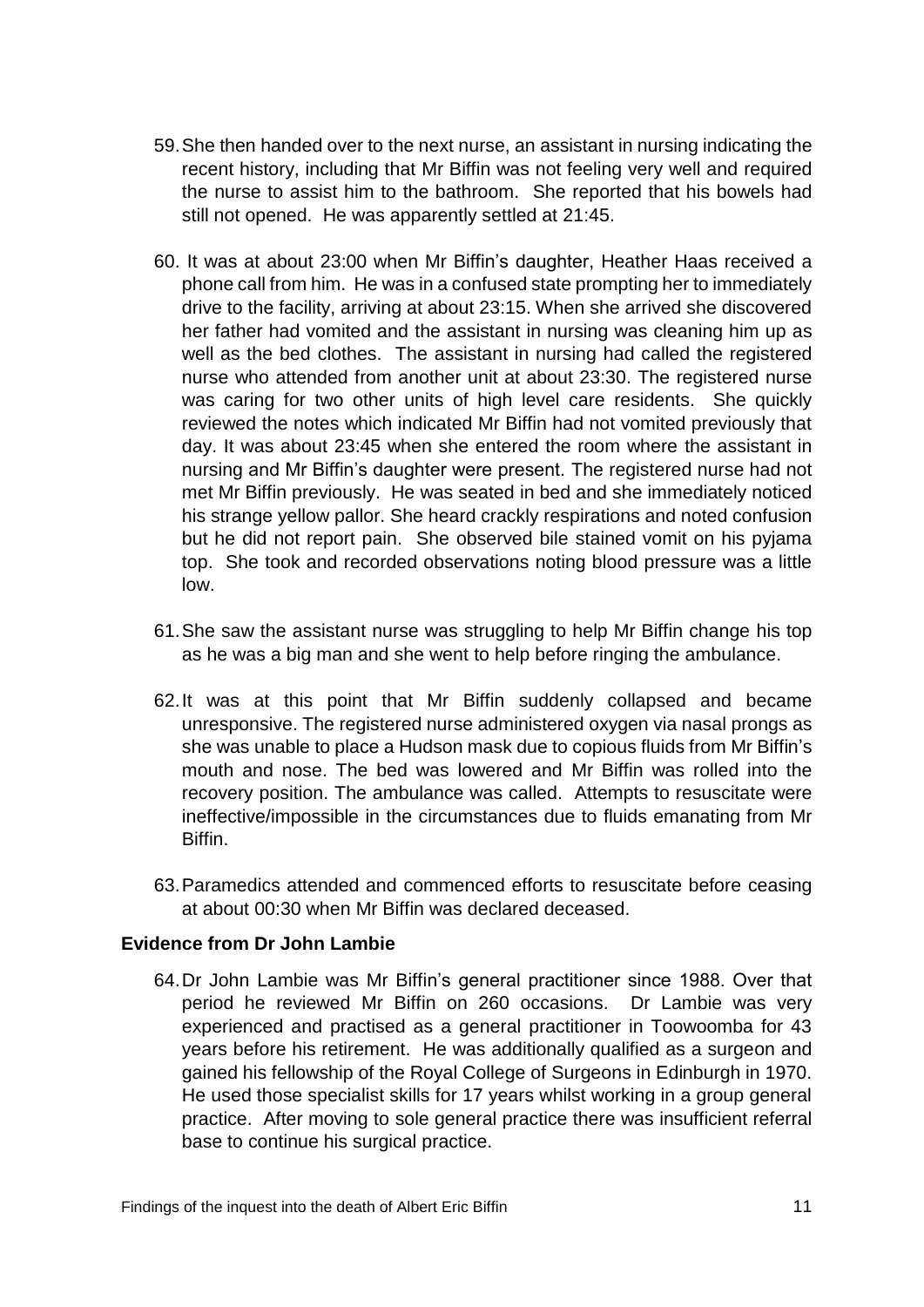59. She then handed over to the next nurse, an assistant in nursing indicating the recent history, including that Mr Biffin was not feeling very well and required the nurse to assist him to the bathroom. She reported that his bowels had still not opened. He was apparently settled at 21:45.

60. It was at about 23:00 when Mr Biffin's daughter, Heather Haas received a phone call from him. He was in a confused state prompting her to immediately drive to the facility, arriving at about 23:15. When she arrived she discovered her father had vomited and the assistant in nursing was cleaning him up as well as the bed clothes. The assistant in nursing had called the registered nurse who attended from another unit at about 23:30. The registered nurse was caring for two other units of high level care residents. She quickly reviewed the notes which indicated Mr Biffin had not vomited previously that day. It was about 23:45 when she entered the room where the assistant in nursing and Mr Biffin's daughter were present. The registered nurse had not met Mr Biffin previously. He was seated in bed and she immediately noticed his strange yellow pallor. She heard crackly respirations and noted confusion but he did not report pain. She observed bile stained vomit on his pyjama top. She took and recorded observations noting blood pressure was a little low.

61. She saw the assistant nurse was struggling to help Mr Biffin change his top as he was a big man and she went to help before ringing the ambulance.

62. It was at this point that Mr Biffin suddenly collapsed and became unresponsive. The registered nurse administered oxygen via nasal prongs as she was unable to place a Hudson mask due to copious fluids from Mr Biffin's mouth and nose. The bed was lowered and Mr Biffin was rolled into the recovery position. The ambulance was called. Attempts to resuscitate were ineffective/impossible in the circumstances due to fluids emanating from Mr Biffin.

63. Paramedics attended and commenced efforts to resuscitate before ceasing at about 00:30 when Mr Biffin was declared deceased.

### Evidence from Dr John Lambie

64. Dr John Lambie was Mr Biffin's general practitioner since 1988. Over that period he reviewed Mr Biffin on 260 occasions. Dr Lambie was very experienced and practised as a general practitioner in Toowoomba for 43 years before his retirement. He was additionally qualified as a surgeon and gained his fellowship of the Royal College of Surgeons in Edinburgh in 1970. He used those specialist skills for 17 years whilst working in a group general practice. After moving to sole general practice there was insufficient referral base to continue his surgical practice.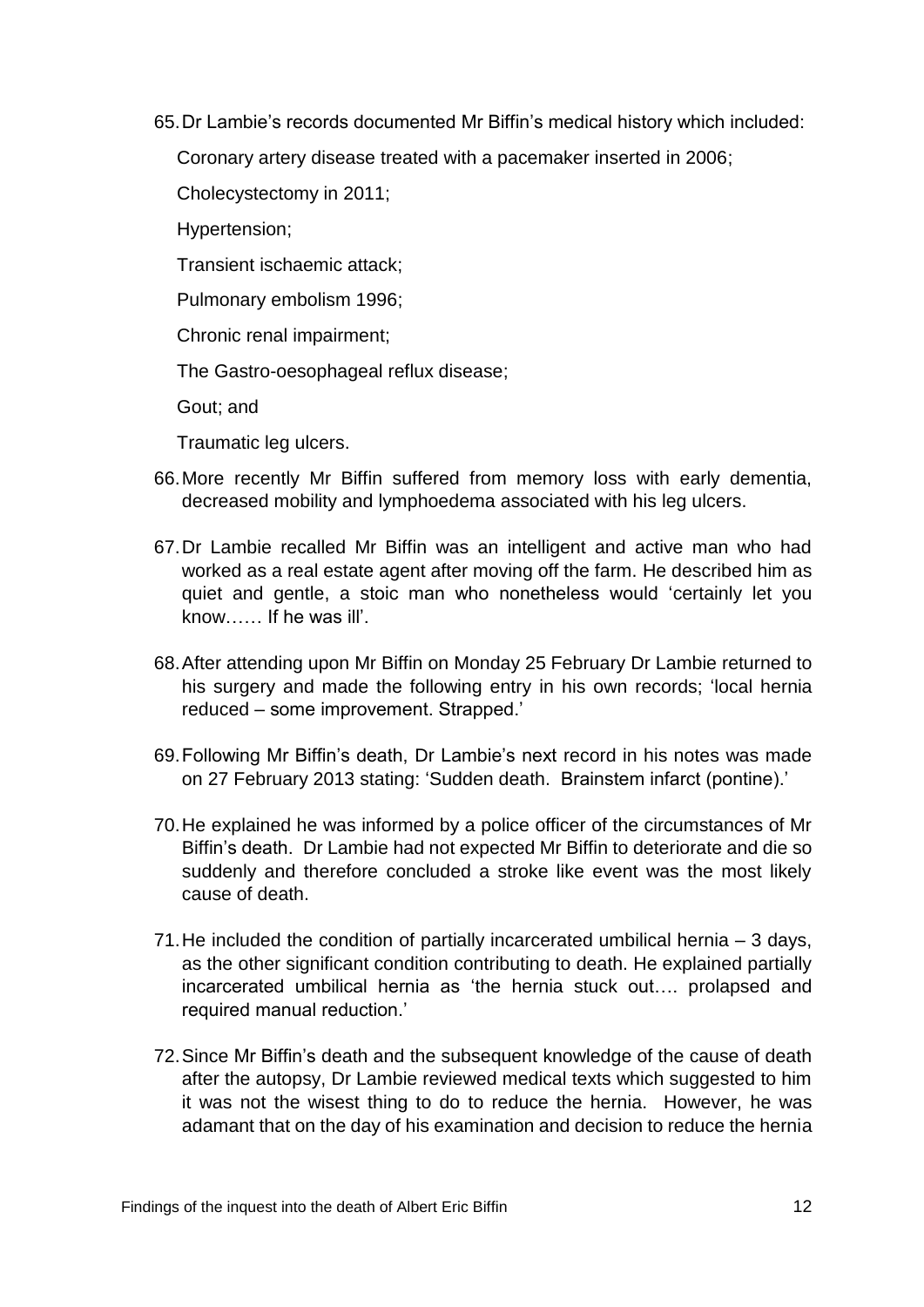65. Dr Lambie's records documented Mr Biffin's medical history which included:

    Coronary artery disease treated with a pacemaker inserted in 2006;

    Cholecystectomy in 2011;

    Hypertension;

    Transient ischaemic attack;

    Pulmonary embolism 1996;

    Chronic renal impairment;

    The Gastro-oesophageal reflux disease;

    Gout; and

    Traumatic leg ulcers.

66. More recently Mr Biffin suffered from memory loss with early dementia, decreased mobility and lymphoedema associated with his leg ulcers.

67. Dr Lambie recalled Mr Biffin was an intelligent and active man who had worked as a real estate agent after moving off the farm. He described him as quiet and gentle, a stoic man who nonetheless would 'certainly let you know…… If he was ill'.

68. After attending upon Mr Biffin on Monday 25 February Dr Lambie returned to his surgery and made the following entry in his own records; 'local hernia reduced – some improvement. Strapped.'

69. Following Mr Biffin's death, Dr Lambie's next record in his notes was made on 27 February 2013 stating: 'Sudden death. Brainstem infarct (pontine).'

70. He explained he was informed by a police officer of the circumstances of Mr Biffin's death. Dr Lambie had not expected Mr Biffin to deteriorate and die so suddenly and therefore concluded a stroke like event was the most likely cause of death.

71. He included the condition of partially incarcerated umbilical hernia – 3 days, as the other significant condition contributing to death. He explained partially incarcerated umbilical hernia as 'the hernia stuck out…. prolapsed and required manual reduction.'

72. Since Mr Biffin's death and the subsequent knowledge of the cause of death after the autopsy, Dr Lambie reviewed medical texts which suggested to him it was not the wisest thing to do to reduce the hernia. However, he was adamant that on the day of his examination and decision to reduce the hernia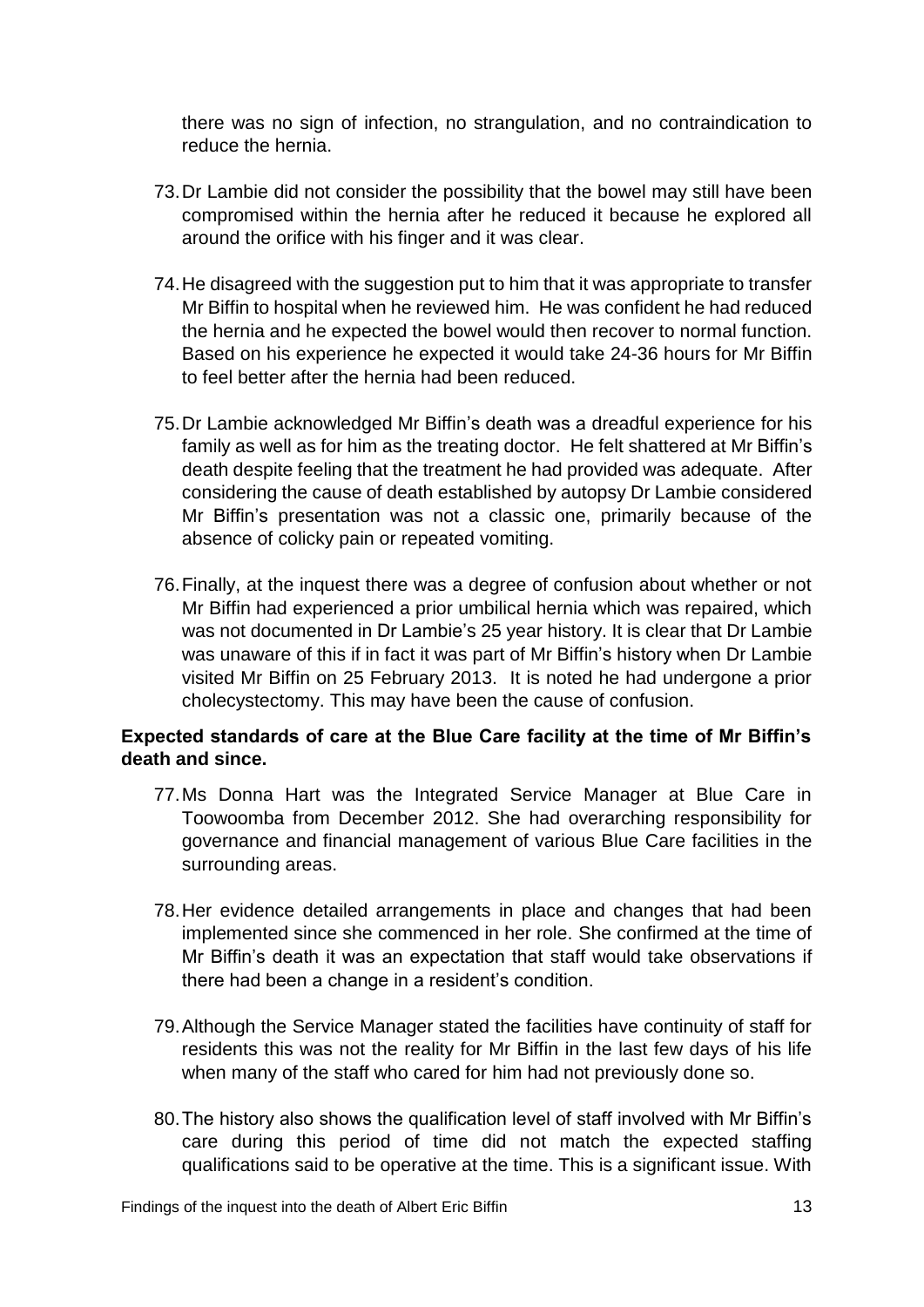there was no sign of infection, no strangulation, and no contraindication to reduce the hernia.

73. Dr Lambie did not consider the possibility that the bowel may still have been compromised within the hernia after he reduced it because he explored all around the orifice with his finger and it was clear.

74. He disagreed with the suggestion put to him that it was appropriate to transfer Mr Biffin to hospital when he reviewed him. He was confident he had reduced the hernia and he expected the bowel would then recover to normal function. Based on his experience he expected it would take 24-36 hours for Mr Biffin to feel better after the hernia had been reduced.

75. Dr Lambie acknowledged Mr Biffin's death was a dreadful experience for his family as well as for him as the treating doctor. He felt shattered at Mr Biffin's death despite feeling that the treatment he had provided was adequate. After considering the cause of death established by autopsy Dr Lambie considered Mr Biffin's presentation was not a classic one, primarily because of the absence of colicky pain or repeated vomiting.

76. Finally, at the inquest there was a degree of confusion about whether or not Mr Biffin had experienced a prior umbilical hernia which was repaired, which was not documented in Dr Lambie's 25 year history. It is clear that Dr Lambie was unaware of this if in fact it was part of Mr Biffin's history when Dr Lambie visited Mr Biffin on 25 February 2013. It is noted he had undergone a prior cholecystectomy. This may have been the cause of confusion.

**Expected standards of care at the Blue Care facility at the time of Mr Biffin's death and since.**

77. Ms Donna Hart was the Integrated Service Manager at Blue Care in Toowoomba from December 2012. She had overarching responsibility for governance and financial management of various Blue Care facilities in the surrounding areas.

78. Her evidence detailed arrangements in place and changes that had been implemented since she commenced in her role. She confirmed at the time of Mr Biffin's death it was an expectation that staff would take observations if there had been a change in a resident's condition.

79. Although the Service Manager stated the facilities have continuity of staff for residents this was not the reality for Mr Biffin in the last few days of his life when many of the staff who cared for him had not previously done so.

80. The history also shows the qualification level of staff involved with Mr Biffin's care during this period of time did not match the expected staffing qualifications said to be operative at the time. This is a significant issue. With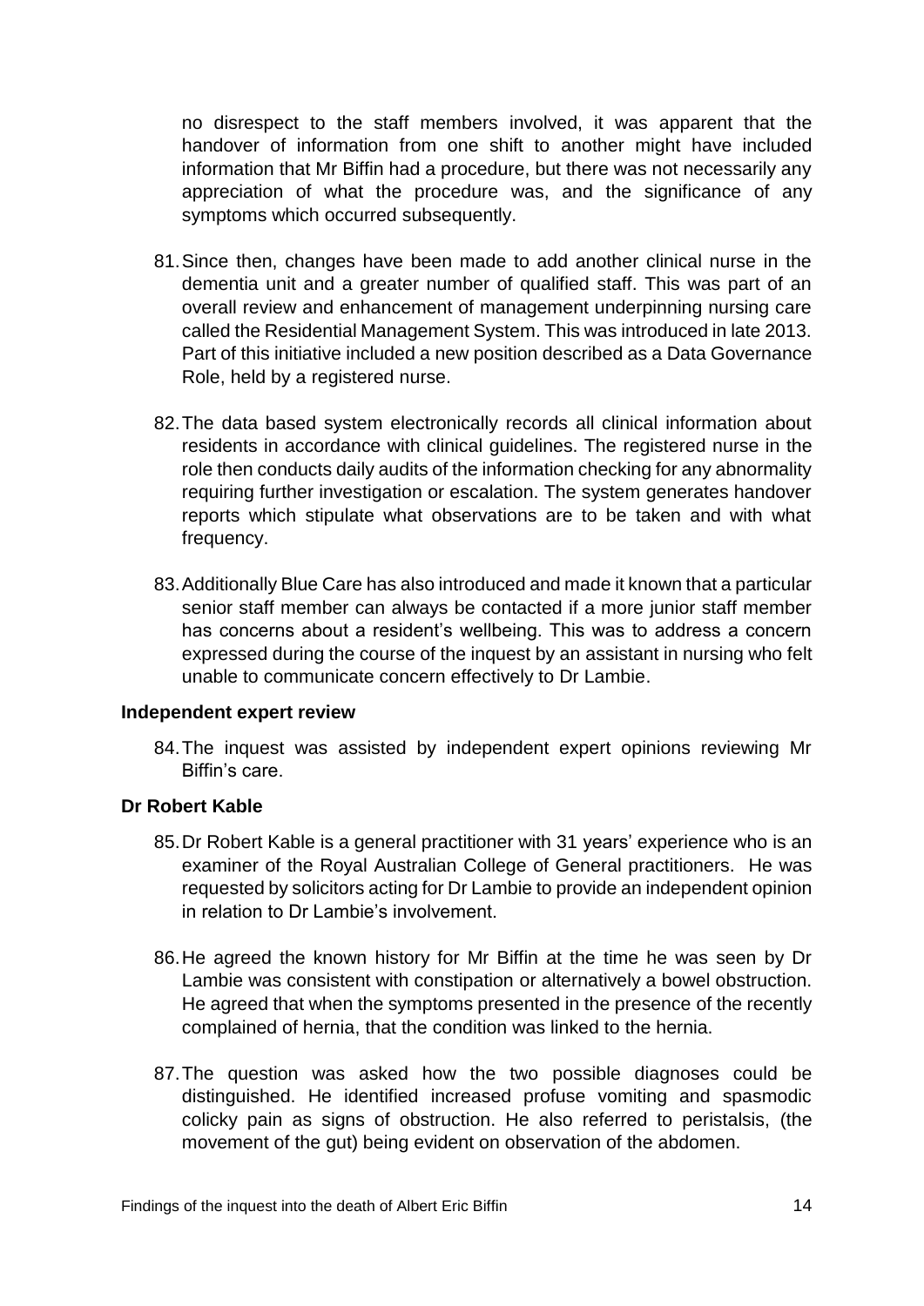no disrespect to the staff members involved, it was apparent that the handover of information from one shift to another might have included information that Mr Biffin had a procedure, but there was not necessarily any appreciation of what the procedure was, and the significance of any symptoms which occurred subsequently.

81. Since then, changes have been made to add another clinical nurse in the dementia unit and a greater number of qualified staff. This was part of an overall review and enhancement of management underpinning nursing care called the Residential Management System. This was introduced in late 2013. Part of this initiative included a new position described as a Data Governance Role, held by a registered nurse.

82. The data based system electronically records all clinical information about residents in accordance with clinical guidelines. The registered nurse in the role then conducts daily audits of the information checking for any abnormality requiring further investigation or escalation. The system generates handover reports which stipulate what observations are to be taken and with what frequency.

83. Additionally Blue Care has also introduced and made it known that a particular senior staff member can always be contacted if a more junior staff member has concerns about a resident's wellbeing. This was to address a concern expressed during the course of the inquest by an assistant in nursing who felt unable to communicate concern effectively to Dr Lambie.

**Independent expert review**

84. The inquest was assisted by independent expert opinions reviewing Mr Biffin's care.

**Dr Robert Kable**

85. Dr Robert Kable is a general practitioner with 31 years' experience who is an examiner of the Royal Australian College of General practitioners. He was requested by solicitors acting for Dr Lambie to provide an independent opinion in relation to Dr Lambie's involvement.

86. He agreed the known history for Mr Biffin at the time he was seen by Dr Lambie was consistent with constipation or alternatively a bowel obstruction. He agreed that when the symptoms presented in the presence of the recently complained of hernia, that the condition was linked to the hernia.

87. The question was asked how the two possible diagnoses could be distinguished. He identified increased profuse vomiting and spasmodic colicky pain as signs of obstruction. He also referred to peristalsis, (the movement of the gut) being evident on observation of the abdomen.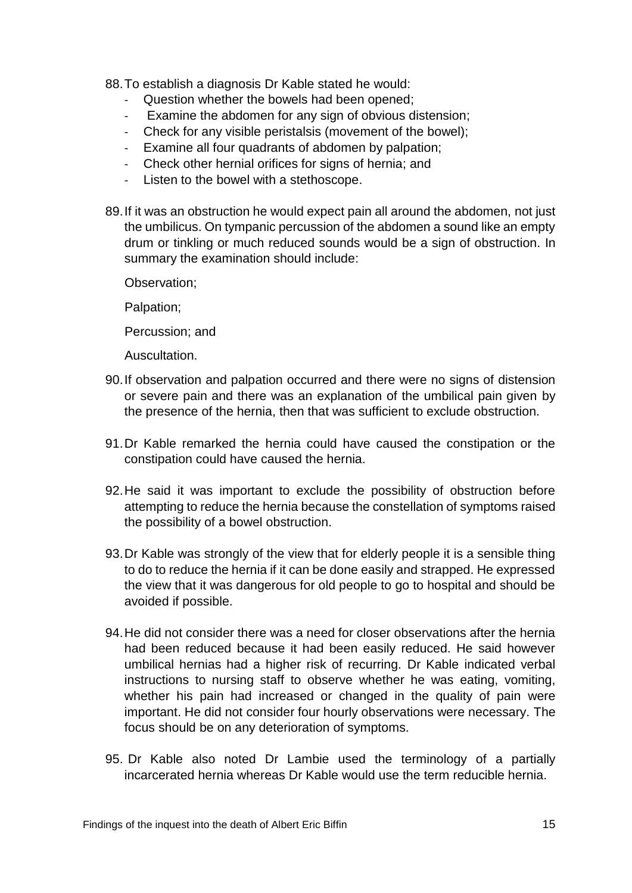88. To establish a diagnosis Dr Kable stated he would:
    - Question whether the bowels had been opened;
    - Examine the abdomen for any sign of obvious distension;
    - Check for any visible peristalsis (movement of the bowel);
    - Examine all four quadrants of abdomen by palpation;
    - Check other hernial orifices for signs of hernia; and
    - Listen to the bowel with a stethoscope.

89. If it was an obstruction he would expect pain all around the abdomen, not just the umbilicus. On tympanic percussion of the abdomen a sound like an empty drum or tinkling or much reduced sounds would be a sign of obstruction. In summary the examination should include:

    Observation;

    Palpation;

    Percussion; and

    Auscultation.

90. If observation and palpation occurred and there were no signs of distension or severe pain and there was an explanation of the umbilical pain given by the presence of the hernia, then that was sufficient to exclude obstruction.

91. Dr Kable remarked the hernia could have caused the constipation or the constipation could have caused the hernia.

92. He said it was important to exclude the possibility of obstruction before attempting to reduce the hernia because the constellation of symptoms raised the possibility of a bowel obstruction.

93. Dr Kable was strongly of the view that for elderly people it is a sensible thing to do to reduce the hernia if it can be done easily and strapped. He expressed the view that it was dangerous for old people to go to hospital and should be avoided if possible.

94. He did not consider there was a need for closer observations after the hernia had been reduced because it had been easily reduced. He said however umbilical hernias had a higher risk of recurring. Dr Kable indicated verbal instructions to nursing staff to observe whether he was eating, vomiting, whether his pain had increased or changed in the quality of pain were important. He did not consider four hourly observations were necessary. The focus should be on any deterioration of symptoms.

95. Dr Kable also noted Dr Lambie used the terminology of a partially incarcerated hernia whereas Dr Kable would use the term reducible hernia.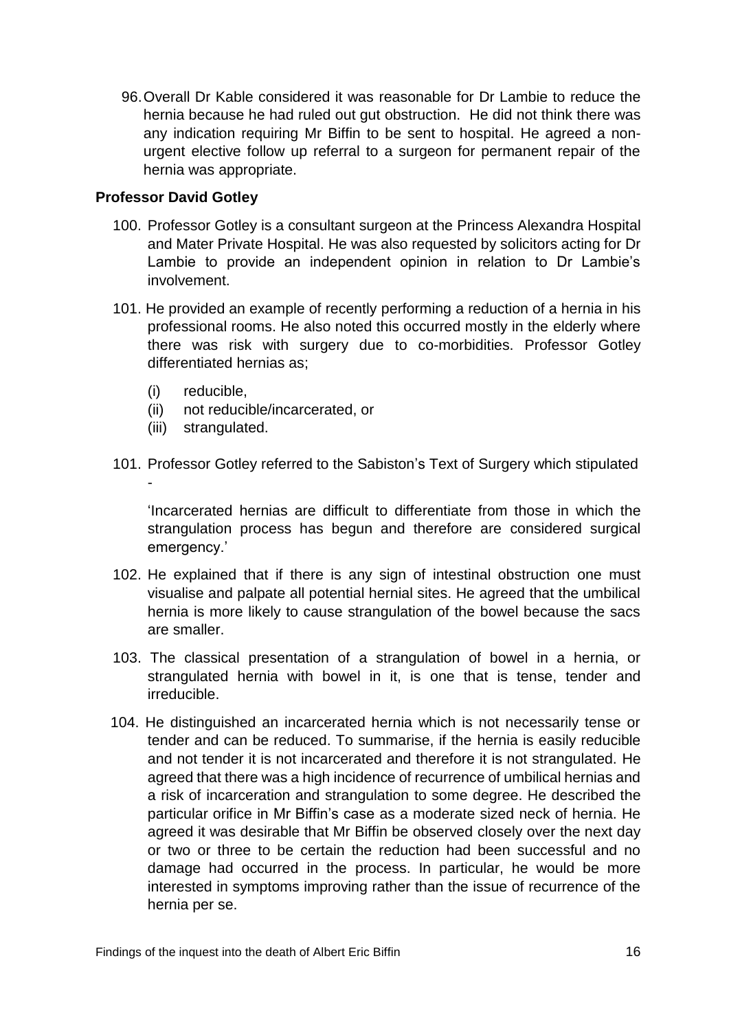96. Overall Dr Kable considered it was reasonable for Dr Lambie to reduce the hernia because he had ruled out gut obstruction. He did not think there was any indication requiring Mr Biffin to be sent to hospital. He agreed a non-urgent elective follow up referral to a surgeon for permanent repair of the hernia was appropriate.

**Professor David Gotley**

100. Professor Gotley is a consultant surgeon at the Princess Alexandra Hospital and Mater Private Hospital. He was also requested by solicitors acting for Dr Lambie to provide an independent opinion in relation to Dr Lambie's involvement.

101. He provided an example of recently performing a reduction of a hernia in his professional rooms. He also noted this occurred mostly in the elderly where there was risk with surgery due to co-morbidities. Professor Gotley differentiated hernias as;

    (i) reducible,
    (ii) not reducible/incarcerated, or
    (iii) strangulated.

101. Professor Gotley referred to the Sabiston's Text of Surgery which stipulated -

    'Incarcerated hernias are difficult to differentiate from those in which the strangulation process has begun and therefore are considered surgical emergency.'

102. He explained that if there is any sign of intestinal obstruction one must visualise and palpate all potential hernial sites. He agreed that the umbilical hernia is more likely to cause strangulation of the bowel because the sacs are smaller.

103. The classical presentation of a strangulation of bowel in a hernia, or strangulated hernia with bowel in it, is one that is tense, tender and irreducible.

104. He distinguished an incarcerated hernia which is not necessarily tense or tender and can be reduced. To summarise, if the hernia is easily reducible and not tender it is not incarcerated and therefore it is not strangulated. He agreed that there was a high incidence of recurrence of umbilical hernias and a risk of incarceration and strangulation to some degree. He described the particular orifice in Mr Biffin's case as a moderate sized neck of hernia. He agreed it was desirable that Mr Biffin be observed closely over the next day or two or three to be certain the reduction had been successful and no damage had occurred in the process. In particular, he would be more interested in symptoms improving rather than the issue of recurrence of the hernia per se.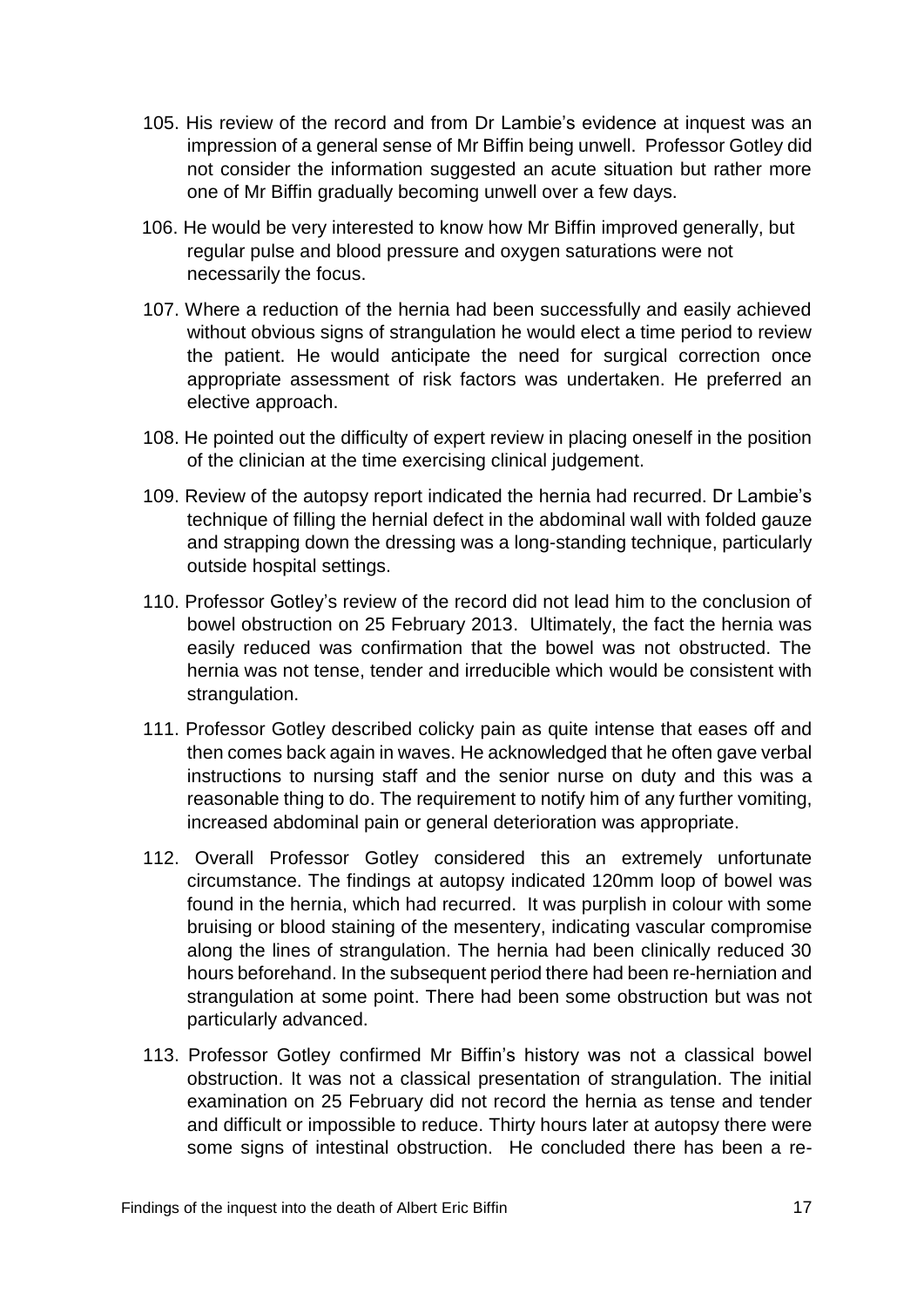105. His review of the record and from Dr Lambie's evidence at inquest was an impression of a general sense of Mr Biffin being unwell. Professor Gotley did not consider the information suggested an acute situation but rather more one of Mr Biffin gradually becoming unwell over a few days.

106. He would be very interested to know how Mr Biffin improved generally, but regular pulse and blood pressure and oxygen saturations were not necessarily the focus.

107. Where a reduction of the hernia had been successfully and easily achieved without obvious signs of strangulation he would elect a time period to review the patient. He would anticipate the need for surgical correction once appropriate assessment of risk factors was undertaken. He preferred an elective approach.

108. He pointed out the difficulty of expert review in placing oneself in the position of the clinician at the time exercising clinical judgement.

109. Review of the autopsy report indicated the hernia had recurred. Dr Lambie's technique of filling the hernial defect in the abdominal wall with folded gauze and strapping down the dressing was a long-standing technique, particularly outside hospital settings.

110. Professor Gotley's review of the record did not lead him to the conclusion of bowel obstruction on 25 February 2013. Ultimately, the fact the hernia was easily reduced was confirmation that the bowel was not obstructed. The hernia was not tense, tender and irreducible which would be consistent with strangulation.

111. Professor Gotley described colicky pain as quite intense that eases off and then comes back again in waves. He acknowledged that he often gave verbal instructions to nursing staff and the senior nurse on duty and this was a reasonable thing to do. The requirement to notify him of any further vomiting, increased abdominal pain or general deterioration was appropriate.

112. Overall Professor Gotley considered this an extremely unfortunate circumstance. The findings at autopsy indicated 120mm loop of bowel was found in the hernia, which had recurred. It was purplish in colour with some bruising or blood staining of the mesentery, indicating vascular compromise along the lines of strangulation. The hernia had been clinically reduced 30 hours beforehand. In the subsequent period there had been re-herniation and strangulation at some point. There had been some obstruction but was not particularly advanced.

113. Professor Gotley confirmed Mr Biffin's history was not a classical bowel obstruction. It was not a classical presentation of strangulation. The initial examination on 25 February did not record the hernia as tense and tender and difficult or impossible to reduce. Thirty hours later at autopsy there were some signs of intestinal obstruction. He concluded there has been a re-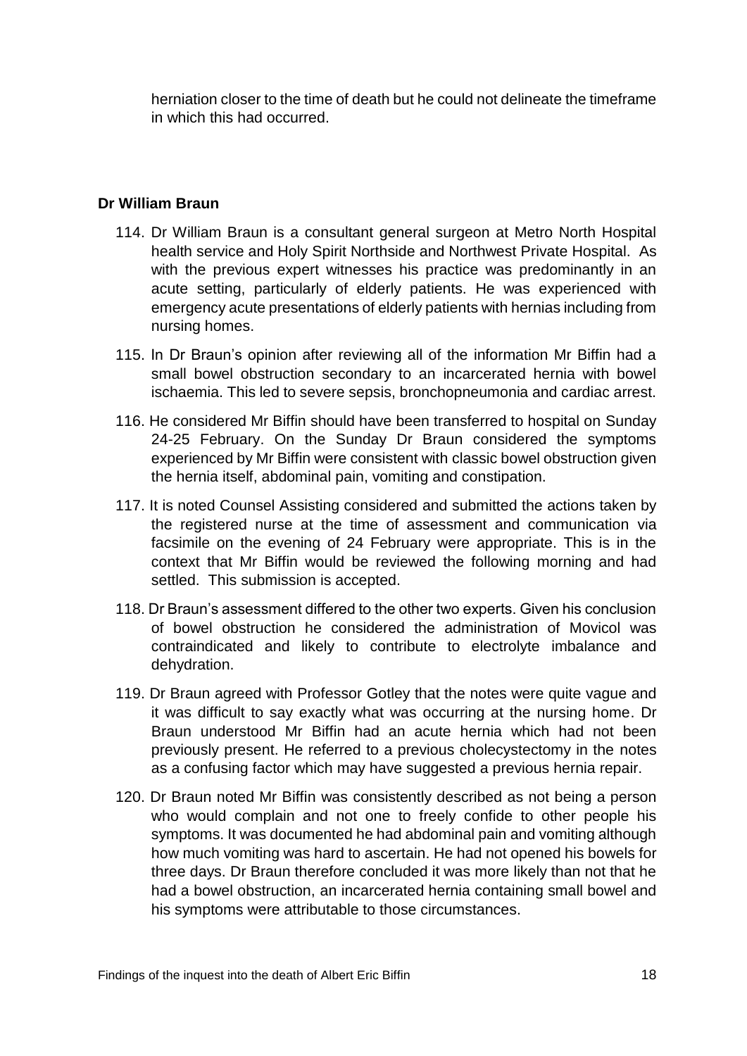herniation closer to the time of death but he could not delineate the timeframe in which this had occurred.

**Dr William Braun**

114. Dr William Braun is a consultant general surgeon at Metro North Hospital health service and Holy Spirit Northside and Northwest Private Hospital. As with the previous expert witnesses his practice was predominantly in an acute setting, particularly of elderly patients. He was experienced with emergency acute presentations of elderly patients with hernias including from nursing homes.

115. In Dr Braun's opinion after reviewing all of the information Mr Biffin had a small bowel obstruction secondary to an incarcerated hernia with bowel ischaemia. This led to severe sepsis, bronchopneumonia and cardiac arrest.

116. He considered Mr Biffin should have been transferred to hospital on Sunday 24-25 February. On the Sunday Dr Braun considered the symptoms experienced by Mr Biffin were consistent with classic bowel obstruction given the hernia itself, abdominal pain, vomiting and constipation.

117. It is noted Counsel Assisting considered and submitted the actions taken by the registered nurse at the time of assessment and communication via facsimile on the evening of 24 February were appropriate. This is in the context that Mr Biffin would be reviewed the following morning and had settled. This submission is accepted.

118. Dr Braun's assessment differed to the other two experts. Given his conclusion of bowel obstruction he considered the administration of Movicol was contraindicated and likely to contribute to electrolyte imbalance and dehydration.

119. Dr Braun agreed with Professor Gotley that the notes were quite vague and it was difficult to say exactly what was occurring at the nursing home. Dr Braun understood Mr Biffin had an acute hernia which had not been previously present. He referred to a previous cholecystectomy in the notes as a confusing factor which may have suggested a previous hernia repair.

120. Dr Braun noted Mr Biffin was consistently described as not being a person who would complain and not one to freely confide to other people his symptoms. It was documented he had abdominal pain and vomiting although how much vomiting was hard to ascertain. He had not opened his bowels for three days. Dr Braun therefore concluded it was more likely than not that he had a bowel obstruction, an incarcerated hernia containing small bowel and his symptoms were attributable to those circumstances.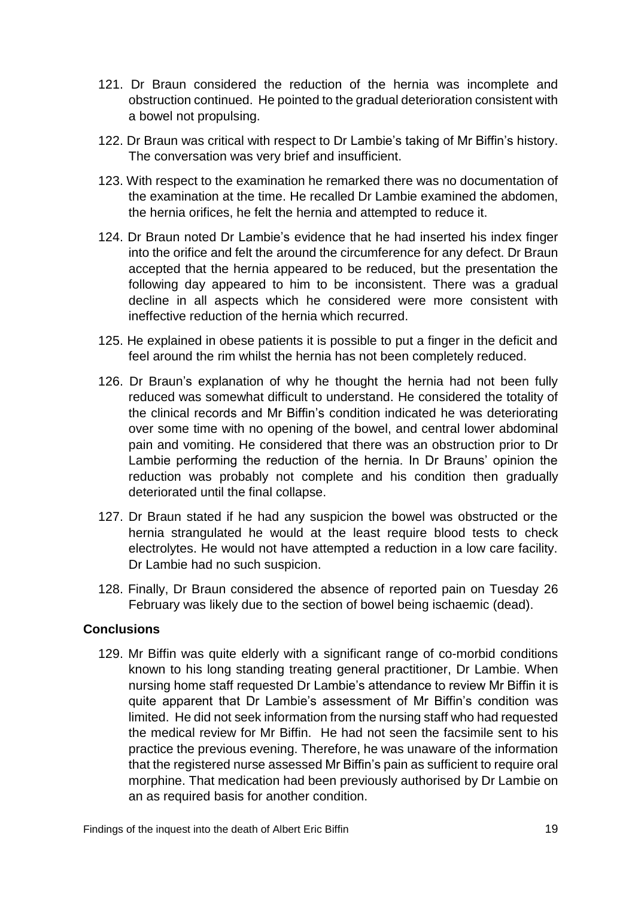121. Dr Braun considered the reduction of the hernia was incomplete and obstruction continued. He pointed to the gradual deterioration consistent with a bowel not propulsing.

122. Dr Braun was critical with respect to Dr Lambie's taking of Mr Biffin's history. The conversation was very brief and insufficient.

123. With respect to the examination he remarked there was no documentation of the examination at the time. He recalled Dr Lambie examined the abdomen, the hernia orifices, he felt the hernia and attempted to reduce it.

124. Dr Braun noted Dr Lambie's evidence that he had inserted his index finger into the orifice and felt the around the circumference for any defect. Dr Braun accepted that the hernia appeared to be reduced, but the presentation the following day appeared to him to be inconsistent. There was a gradual decline in all aspects which he considered were more consistent with ineffective reduction of the hernia which recurred.

125. He explained in obese patients it is possible to put a finger in the deficit and feel around the rim whilst the hernia has not been completely reduced.

126. Dr Braun's explanation of why he thought the hernia had not been fully reduced was somewhat difficult to understand. He considered the totality of the clinical records and Mr Biffin's condition indicated he was deteriorating over some time with no opening of the bowel, and central lower abdominal pain and vomiting. He considered that there was an obstruction prior to Dr Lambie performing the reduction of the hernia. In Dr Brauns' opinion the reduction was probably not complete and his condition then gradually deteriorated until the final collapse.

127. Dr Braun stated if he had any suspicion the bowel was obstructed or the hernia strangulated he would at the least require blood tests to check electrolytes. He would not have attempted a reduction in a low care facility. Dr Lambie had no such suspicion.

128. Finally, Dr Braun considered the absence of reported pain on Tuesday 26 February was likely due to the section of bowel being ischaemic (dead).

## Conclusions

129. Mr Biffin was quite elderly with a significant range of co-morbid conditions known to his long standing treating general practitioner, Dr Lambie. When nursing home staff requested Dr Lambie's attendance to review Mr Biffin it is quite apparent that Dr Lambie's assessment of Mr Biffin's condition was limited. He did not seek information from the nursing staff who had requested the medical review for Mr Biffin. He had not seen the facsimile sent to his practice the previous evening. Therefore, he was unaware of the information that the registered nurse assessed Mr Biffin's pain as sufficient to require oral morphine. That medication had been previously authorised by Dr Lambie on an as required basis for another condition.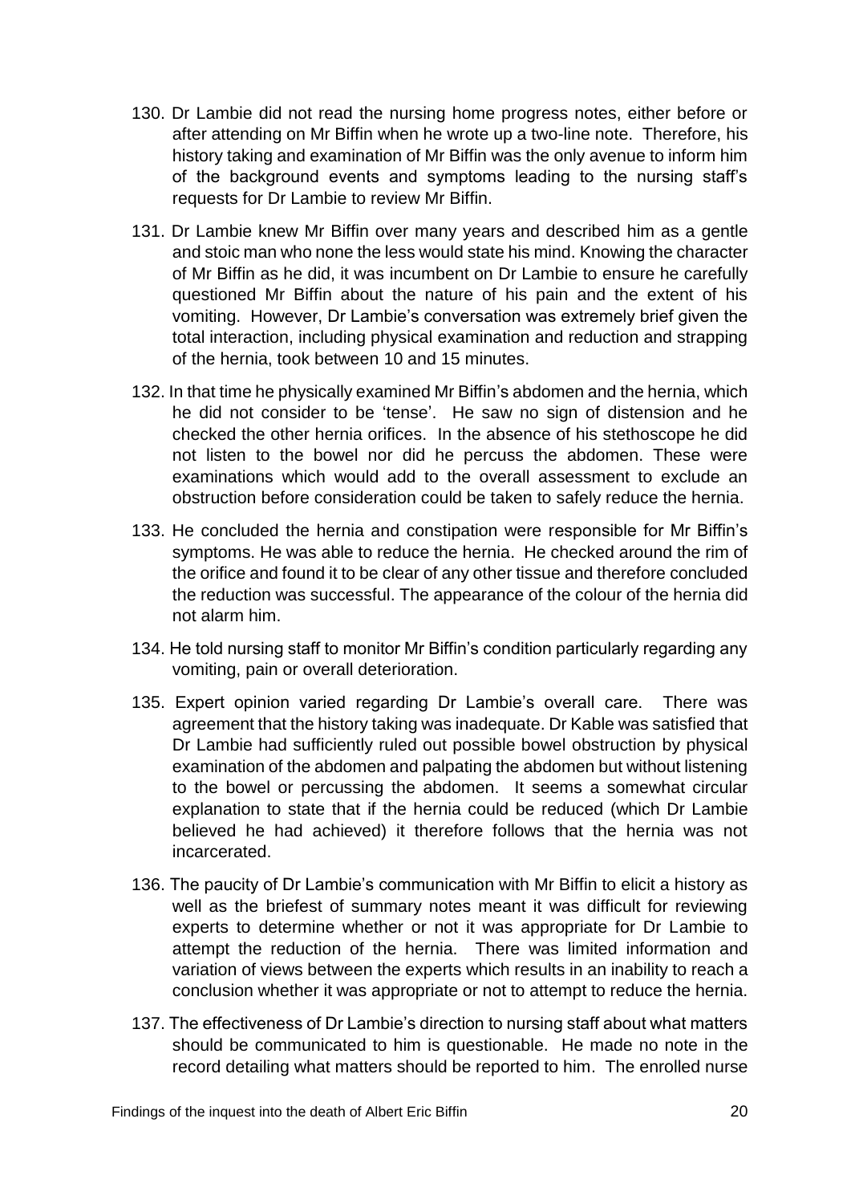130. Dr Lambie did not read the nursing home progress notes, either before or after attending on Mr Biffin when he wrote up a two-line note. Therefore, his history taking and examination of Mr Biffin was the only avenue to inform him of the background events and symptoms leading to the nursing staff's requests for Dr Lambie to review Mr Biffin.

131. Dr Lambie knew Mr Biffin over many years and described him as a gentle and stoic man who none the less would state his mind. Knowing the character of Mr Biffin as he did, it was incumbent on Dr Lambie to ensure he carefully questioned Mr Biffin about the nature of his pain and the extent of his vomiting. However, Dr Lambie's conversation was extremely brief given the total interaction, including physical examination and reduction and strapping of the hernia, took between 10 and 15 minutes.

132. In that time he physically examined Mr Biffin's abdomen and the hernia, which he did not consider to be 'tense'. He saw no sign of distension and he checked the other hernia orifices. In the absence of his stethoscope he did not listen to the bowel nor did he percuss the abdomen. These were examinations which would add to the overall assessment to exclude an obstruction before consideration could be taken to safely reduce the hernia.

133. He concluded the hernia and constipation were responsible for Mr Biffin's symptoms. He was able to reduce the hernia. He checked around the rim of the orifice and found it to be clear of any other tissue and therefore concluded the reduction was successful. The appearance of the colour of the hernia did not alarm him.

134. He told nursing staff to monitor Mr Biffin's condition particularly regarding any vomiting, pain or overall deterioration.

135. Expert opinion varied regarding Dr Lambie's overall care. There was agreement that the history taking was inadequate. Dr Kable was satisfied that Dr Lambie had sufficiently ruled out possible bowel obstruction by physical examination of the abdomen and palpating the abdomen but without listening to the bowel or percussing the abdomen. It seems a somewhat circular explanation to state that if the hernia could be reduced (which Dr Lambie believed he had achieved) it therefore follows that the hernia was not incarcerated.

136. The paucity of Dr Lambie's communication with Mr Biffin to elicit a history as well as the briefest of summary notes meant it was difficult for reviewing experts to determine whether or not it was appropriate for Dr Lambie to attempt the reduction of the hernia. There was limited information and variation of views between the experts which results in an inability to reach a conclusion whether it was appropriate or not to attempt to reduce the hernia.

137. The effectiveness of Dr Lambie's direction to nursing staff about what matters should be communicated to him is questionable. He made no note in the record detailing what matters should be reported to him. The enrolled nurse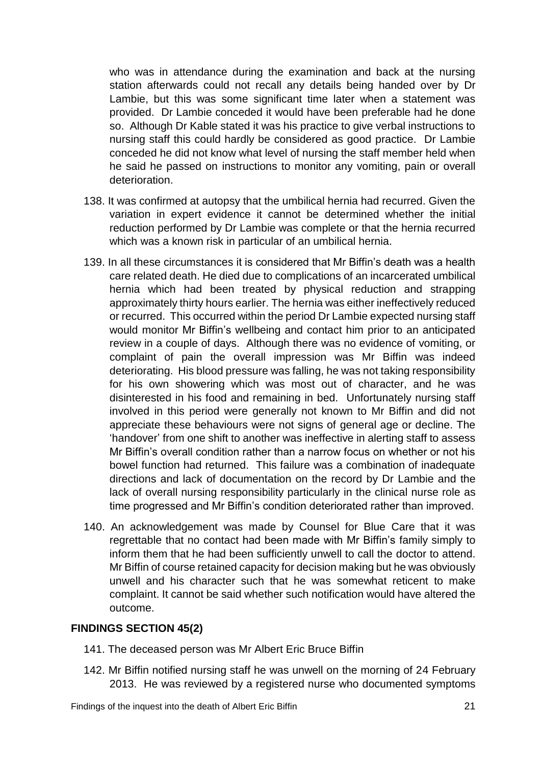who was in attendance during the examination and back at the nursing station afterwards could not recall any details being handed over by Dr Lambie, but this was some significant time later when a statement was provided. Dr Lambie conceded it would have been preferable had he done so. Although Dr Kable stated it was his practice to give verbal instructions to nursing staff this could hardly be considered as good practice. Dr Lambie conceded he did not know what level of nursing the staff member held when he said he passed on instructions to monitor any vomiting, pain or overall deterioration.

138. It was confirmed at autopsy that the umbilical hernia had recurred. Given the variation in expert evidence it cannot be determined whether the initial reduction performed by Dr Lambie was complete or that the hernia recurred which was a known risk in particular of an umbilical hernia.

139. In all these circumstances it is considered that Mr Biffin's death was a health care related death. He died due to complications of an incarcerated umbilical hernia which had been treated by physical reduction and strapping approximately thirty hours earlier. The hernia was either ineffectively reduced or recurred. This occurred within the period Dr Lambie expected nursing staff would monitor Mr Biffin's wellbeing and contact him prior to an anticipated review in a couple of days. Although there was no evidence of vomiting, or complaint of pain the overall impression was Mr Biffin was indeed deteriorating. His blood pressure was falling, he was not taking responsibility for his own showering which was most out of character, and he was disinterested in his food and remaining in bed. Unfortunately nursing staff involved in this period were generally not known to Mr Biffin and did not appreciate these behaviours were not signs of general age or decline. The 'handover' from one shift to another was ineffective in alerting staff to assess Mr Biffin's overall condition rather than a narrow focus on whether or not his bowel function had returned. This failure was a combination of inadequate directions and lack of documentation on the record by Dr Lambie and the lack of overall nursing responsibility particularly in the clinical nurse role as time progressed and Mr Biffin's condition deteriorated rather than improved.

140. An acknowledgement was made by Counsel for Blue Care that it was regrettable that no contact had been made with Mr Biffin's family simply to inform them that he had been sufficiently unwell to call the doctor to attend. Mr Biffin of course retained capacity for decision making but he was obviously unwell and his character such that he was somewhat reticent to make complaint. It cannot be said whether such notification would have altered the outcome.

## FINDINGS SECTION 45(2)

141. The deceased person was Mr Albert Eric Bruce Biffin

142. Mr Biffin notified nursing staff he was unwell on the morning of 24 February 2013. He was reviewed by a registered nurse who documented symptoms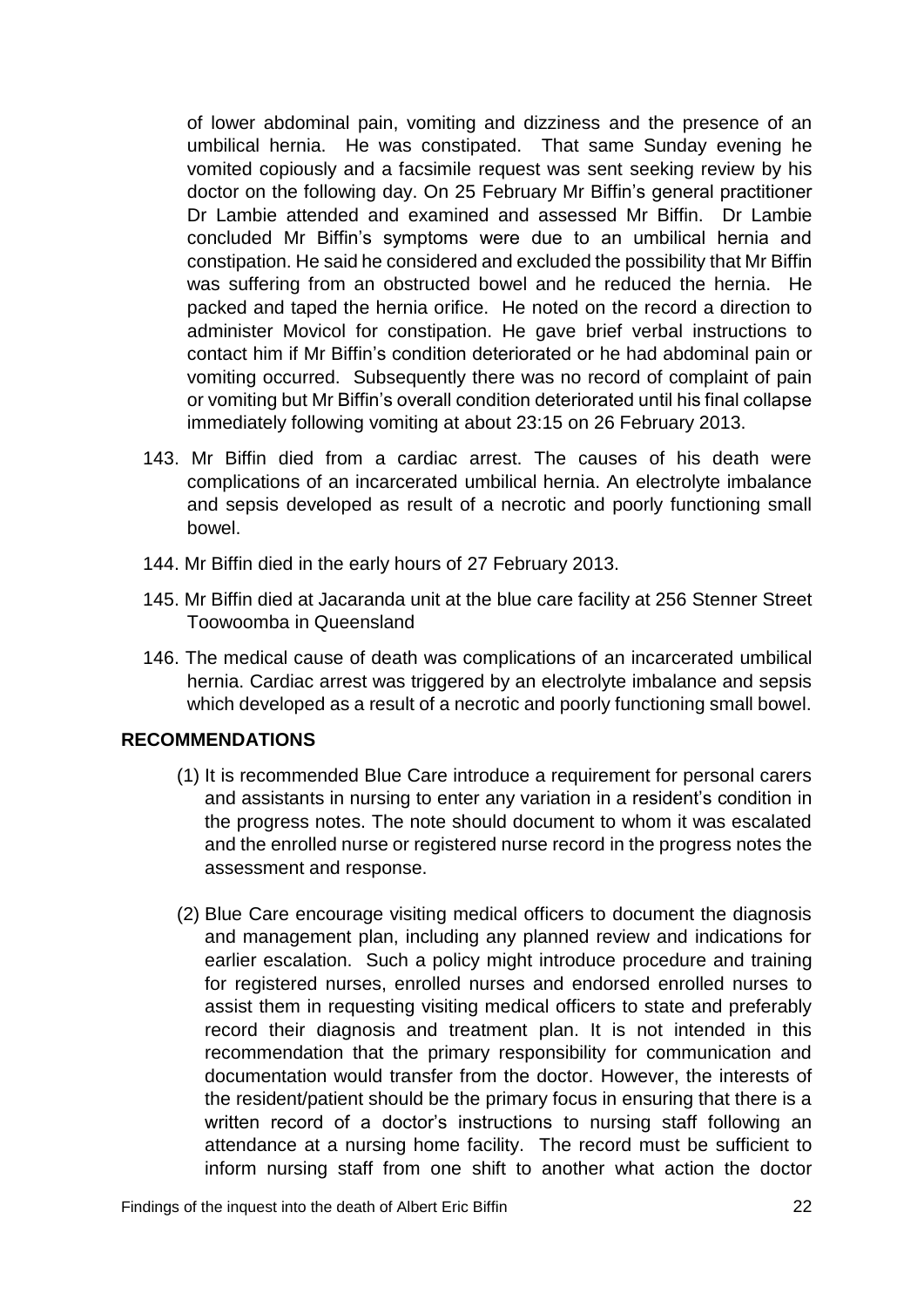of lower abdominal pain, vomiting and dizziness and the presence of an umbilical hernia. He was constipated. That same Sunday evening he vomited copiously and a facsimile request was sent seeking review by his doctor on the following day. On 25 February Mr Biffin's general practitioner Dr Lambie attended and examined and assessed Mr Biffin. Dr Lambie concluded Mr Biffin's symptoms were due to an umbilical hernia and constipation. He said he considered and excluded the possibility that Mr Biffin was suffering from an obstructed bowel and he reduced the hernia. He packed and taped the hernia orifice. He noted on the record a direction to administer Movicol for constipation. He gave brief verbal instructions to contact him if Mr Biffin's condition deteriorated or he had abdominal pain or vomiting occurred. Subsequently there was no record of complaint of pain or vomiting but Mr Biffin's overall condition deteriorated until his final collapse immediately following vomiting at about 23:15 on 26 February 2013.

143. Mr Biffin died from a cardiac arrest. The causes of his death were complications of an incarcerated umbilical hernia. An electrolyte imbalance and sepsis developed as result of a necrotic and poorly functioning small bowel.

144. Mr Biffin died in the early hours of 27 February 2013.

145. Mr Biffin died at Jacaranda unit at the blue care facility at 256 Stenner Street Toowoomba in Queensland

146. The medical cause of death was complications of an incarcerated umbilical hernia. Cardiac arrest was triggered by an electrolyte imbalance and sepsis which developed as a result of a necrotic and poorly functioning small bowel.

## RECOMMENDATIONS

(1) It is recommended Blue Care introduce a requirement for personal carers and assistants in nursing to enter any variation in a resident's condition in the progress notes. The note should document to whom it was escalated and the enrolled nurse or registered nurse record in the progress notes the assessment and response.

(2) Blue Care encourage visiting medical officers to document the diagnosis and management plan, including any planned review and indications for earlier escalation. Such a policy might introduce procedure and training for registered nurses, enrolled nurses and endorsed enrolled nurses to assist them in requesting visiting medical officers to state and preferably record their diagnosis and treatment plan. It is not intended in this recommendation that the primary responsibility for communication and documentation would transfer from the doctor. However, the interests of the resident/patient should be the primary focus in ensuring that there is a written record of a doctor's instructions to nursing staff following an attendance at a nursing home facility. The record must be sufficient to inform nursing staff from one shift to another what action the doctor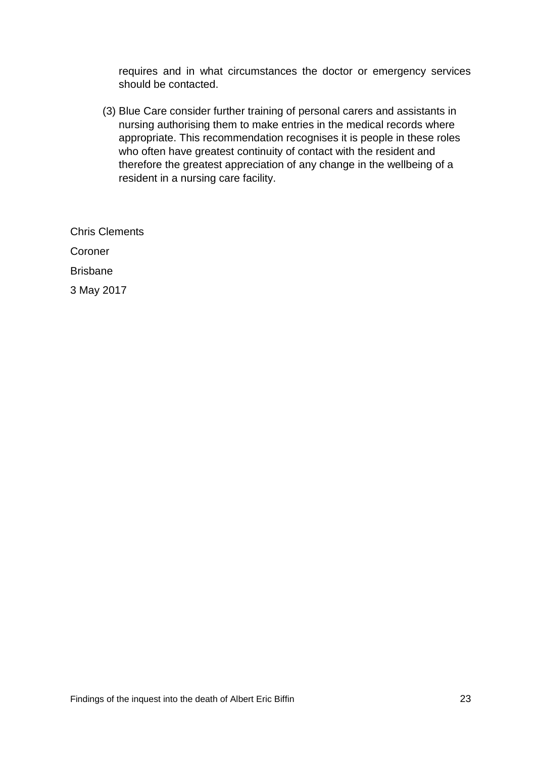requires and in what circumstances the doctor or emergency services should be contacted.

(3) Blue Care consider further training of personal carers and assistants in nursing authorising them to make entries in the medical records where appropriate. This recommendation recognises it is people in these roles who often have greatest continuity of contact with the resident and therefore the greatest appreciation of any change in the wellbeing of a resident in a nursing care facility.

Chris Clements

Coroner

Brisbane

3 May 2017